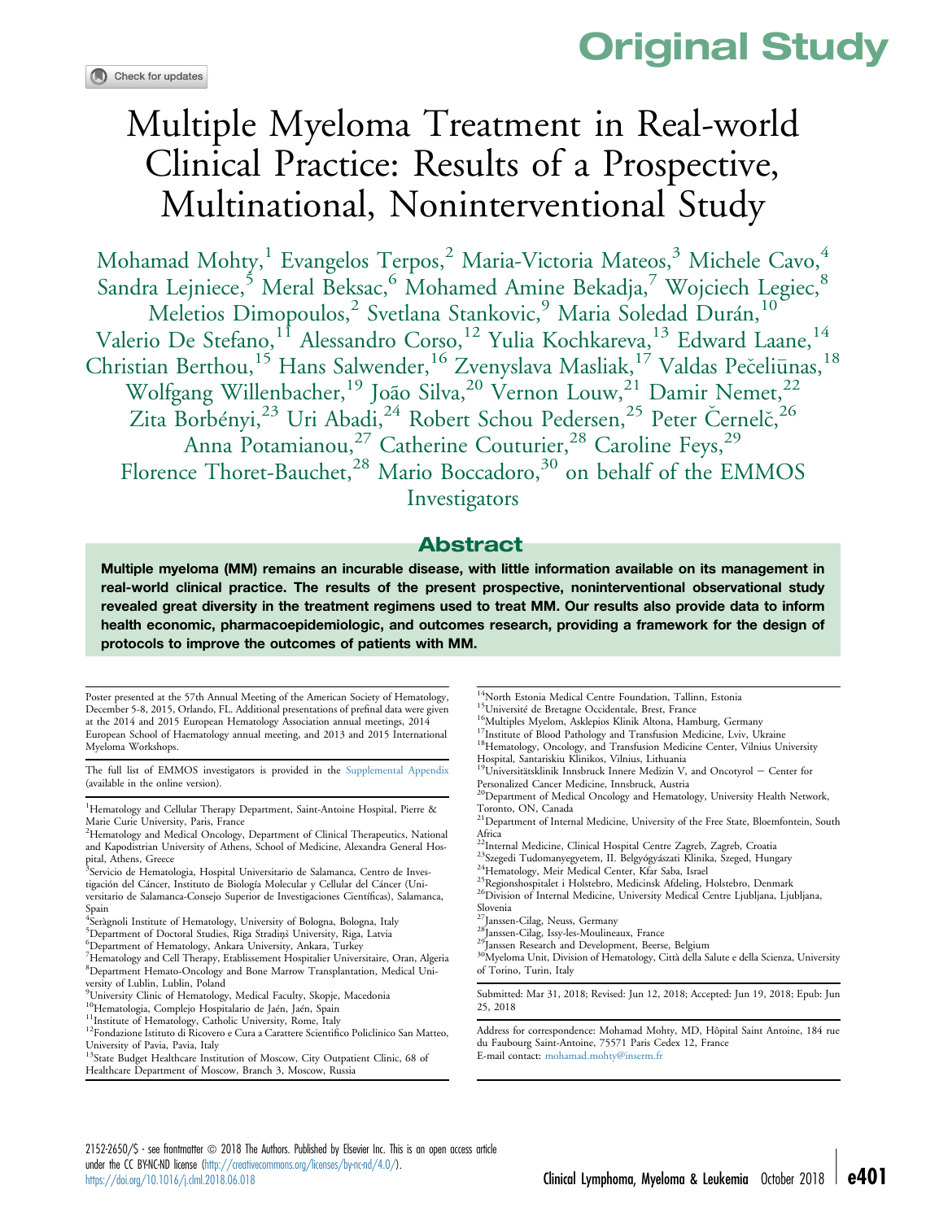Original Study

# Multiple Myeloma Treatment in Real-world Clinical Practice: Results of a Prospective, Multinational, Noninterventional Study

Mohamad Mohty,[1] Evangelos Terpos,[2] Maria-Victoria Mateos,[3] Michele Cavo,[4] Sandra Lejniece,[5] Meral Beksac,[6] Mohamed Amine Bekadja,[7] Wojciech Legiec,[8] Meletios Dimopoulos,[2] Svetlana Stankovic,[9] Maria Soledad Durán,[10] Valerio De Stefano,[11] Alessandro Corso,[12] Yulia Kochkareva,[13] Edward Laane,[14] Christian Berthou,[15] Hans Salwender,[16] Zvenyslava Masliak,[17] Valdas Pečeliūnas,[18] Wolfgang Willenbacher,[19] João Silva,[20] Vernon Louw,[21] Damir Nemet,[22] Zita Borbényi,[23] Uri Abadi,[24] Robert Schou Pedersen,[25] Peter Černelč,[26] Anna Potamianou,[27] Catherine Couturier,[28] Caroline Feys,[29] Florence Thoret-Bauchet,[28] Mario Boccadoro,[30] on behalf of the EMMOS Investigators

## Abstract

**Multiple myeloma (MM) remains an incurable disease, with little information available on its management in real-world clinical practice. The results of the present prospective, noninterventional observational study revealed great diversity in the treatment regimens used to treat MM. Our results also provide data to inform health economic, pharmacoepidemiologic, and outcomes research, providing a framework for the design of protocols to improve the outcomes of patients with MM.**

Poster presented at the 57th Annual Meeting of the American Society of Hematology, December 5-8, 2015, Orlando, FL. Additional presentations of prefinal data were given at the 2014 and 2015 European Hematology Association annual meetings, 2014 European School of Haematology annual meeting, and 2013 and 2015 International Myeloma Workshops.

The full list of EMMOS investigators is provided in the Supplemental Appendix (available in the online version).

[1]Hematology and Cellular Therapy Department, Saint-Antoine Hospital, Pierre & Marie Curie University, Paris, France
[2]Hematology and Medical Oncology, Department of Clinical Therapeutics, National and Kapodistrian University of Athens, School of Medicine, Alexandra General Hospital, Athens, Greece
[3]Servicio de Hematologia, Hospital Universitario de Salamanca, Centro de Investigación del Cáncer, Instituto de Biología Molecular y Cellular del Cáncer (Universitario de Salamanca-Consejo Superior de Investigaciones Científicas), Salamanca, Spain
[4]Seràgnoli Institute of Hematology, University of Bologna, Bologna, Italy
[5]Department of Doctoral Studies, Riga Stradiņš University, Riga, Latvia
[6]Department of Hematology, Ankara University, Ankara, Turkey
[7]Hematology and Cell Therapy, Etablissement Hospitalier Universitaire, Oran, Algeria
[8]Department Hemato-Oncology and Bone Marrow Transplantation, Medical University of Lublin, Lublin, Poland
[9]University Clinic of Hematology, Medical Faculty, Skopje, Macedonia
[10]Hematologia, Complejo Hospitalario de Jaén, Jaén, Spain
[11]Institute of Hematology, Catholic University, Rome, Italy
[12]Fondazione Istituto di Ricovero e Cura a Carattere Scientifico Policlinico San Matteo, University of Pavia, Pavia, Italy
[13]State Budget Healthcare Institution of Moscow, City Outpatient Clinic, 68 of Healthcare Department of Moscow, Branch 3, Moscow, Russia
[14]North Estonia Medical Centre Foundation, Tallinn, Estonia
[15]Université de Bretagne Occidentale, Brest, France
[16]Multiples Myelom, Asklepios Klinik Altona, Hamburg, Germany
[17]Institute of Blood Pathology and Transfusion Medicine, Lviv, Ukraine
[18]Hematology, Oncology, and Transfusion Medicine Center, Vilnius University Hospital, Santariskiu Klinikos, Vilnius, Lithuania
[19]Universitätsklinik Innsbruck Innere Medizin V, and Oncotyrol − Center for Personalized Cancer Medicine, Innsbruck, Austria
[20]Department of Medical Oncology and Hematology, University Health Network, Toronto, ON, Canada
[21]Department of Internal Medicine, University of the Free State, Bloemfontein, South Africa
[22]Internal Medicine, Clinical Hospital Centre Zagreb, Zagreb, Croatia
[23]Szegedi Tudomanyegyetem, II. Belgyógyászati Klinika, Szeged, Hungary
[24]Hematology, Meir Medical Center, Kfar Saba, Israel
[25]Regionshospitalet i Holstebro, Medicinsk Afdeling, Holstebro, Denmark
[26]Division of Internal Medicine, University Medical Centre Ljubljana, Ljubljana, Slovenia
[27]Janssen-Cilag, Neuss, Germany
[28]Janssen-Cilag, Issy-les-Moulineaux, France
[29]Janssen Research and Development, Beerse, Belgium
[30]Myeloma Unit, Division of Hematology, Città della Salute e della Scienza, University of Torino, Turin, Italy

Submitted: Mar 31, 2018; Revised: Jun 12, 2018; Accepted: Jun 19, 2018; Epub: Jun 25, 2018

Address for correspondence: Mohamad Mohty, MD, Hôpital Saint Antoine, 184 rue du Faubourg Saint-Antoine, 75571 Paris Cedex 12, France
E-mail contact: mohamad.mohty@inserm.fr

2152-2650/$ - see frontmatter © 2018 The Authors. Published by Elsevier Inc. This is an open access article under the CC BY-NC-ND license (http://creativecommons.org/licenses/by-nc-nd/4.0/).
https://doi.org/10.1016/j.clml.2018.06.018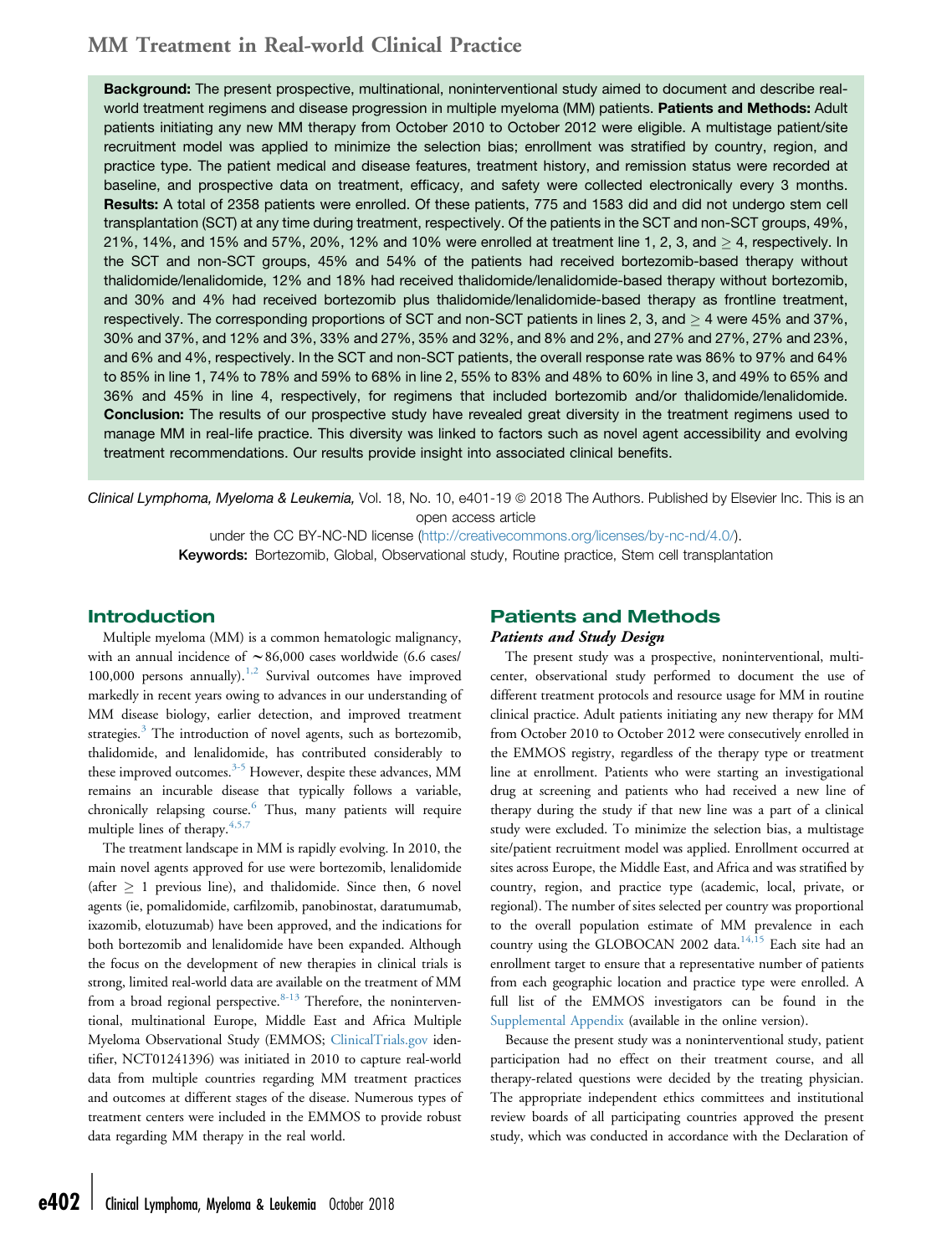**Background:** The present prospective, multinational, noninterventional study aimed to document and describe real-world treatment regimens and disease progression in multiple myeloma (MM) patients. **Patients and Methods:** Adult patients initiating any new MM therapy from October 2010 to October 2012 were eligible. A multistage patient/site recruitment model was applied to minimize the selection bias; enrollment was stratified by country, region, and practice type. The patient medical and disease features, treatment history, and remission status were recorded at baseline, and prospective data on treatment, efficacy, and safety were collected electronically every 3 months. **Results:** A total of 2358 patients were enrolled. Of these patients, 775 and 1583 did and did not undergo stem cell transplantation (SCT) at any time during treatment, respectively. Of the patients in the SCT and non-SCT groups, 49%, 21%, 14%, and 15% and 57%, 20%, 12% and 10% were enrolled at treatment line 1, 2, 3, and ≥ 4, respectively. In the SCT and non-SCT groups, 45% and 54% of the patients had received bortezomib-based therapy without thalidomide/lenalidomide, 12% and 18% had received thalidomide/lenalidomide-based therapy without bortezomib, and 30% and 4% had received bortezomib plus thalidomide/lenalidomide-based therapy as frontline treatment, respectively. The corresponding proportions of SCT and non-SCT patients in lines 2, 3, and ≥ 4 were 45% and 37%, 30% and 37%, and 12% and 3%, 33% and 27%, 35% and 32%, and 8% and 2%, and 27% and 27%, 27% and 23%, and 6% and 4%, respectively. In the SCT and non-SCT patients, the overall response rate was 86% to 97% and 64% to 85% in line 1, 74% to 78% and 59% to 68% in line 2, 55% to 83% and 48% to 60% in line 3, and 49% to 65% and 36% and 45% in line 4, respectively, for regimens that included bortezomib and/or thalidomide/lenalidomide. **Conclusion:** The results of our prospective study have revealed great diversity in the treatment regimens used to manage MM in real-life practice. This diversity was linked to factors such as novel agent accessibility and evolving treatment recommendations. Our results provide insight into associated clinical benefits.

*Clinical Lymphoma, Myeloma & Leukemia,* Vol. 18, No. 10, e401-19 © 2018 The Authors. Published by Elsevier Inc. This is an open access article under the CC BY-NC-ND license (http://creativecommons.org/licenses/by-nc-nd/4.0/).

**Keywords:** Bortezomib, Global, Observational study, Routine practice, Stem cell transplantation

## Introduction

Multiple myeloma (MM) is a common hematologic malignancy, with an annual incidence of ∼86,000 cases worldwide (6.6 cases/100,000 persons annually).[1,2] Survival outcomes have improved markedly in recent years owing to advances in our understanding of MM disease biology, earlier detection, and improved treatment strategies.[3] The introduction of novel agents, such as bortezomib, thalidomide, and lenalidomide, has contributed considerably to these improved outcomes.[3-5] However, despite these advances, MM remains an incurable disease that typically follows a variable, chronically relapsing course.[6] Thus, many patients will require multiple lines of therapy.[4,5,7]

The treatment landscape in MM is rapidly evolving. In 2010, the main novel agents approved for use were bortezomib, lenalidomide (after ≥ 1 previous line), and thalidomide. Since then, 6 novel agents (ie, pomalidomide, carfilzomib, panobinostat, daratumumab, ixazomib, elotuzumab) have been approved, and the indications for both bortezomib and lenalidomide have been expanded. Although the focus on the development of new therapies in clinical trials is strong, limited real-world data are available on the treatment of MM from a broad regional perspective.[8-13] Therefore, the noninterventional, multinational Europe, Middle East and Africa Multiple Myeloma Observational Study (EMMOS; ClinicalTrials.gov identifier, NCT01241396) was initiated in 2010 to capture real-world data from multiple countries regarding MM treatment practices and outcomes at different stages of the disease. Numerous types of treatment centers were included in the EMMOS to provide robust data regarding MM therapy in the real world.

## Patients and Methods

### *Patients and Study Design*

The present study was a prospective, noninterventional, multicenter, observational study performed to document the use of different treatment protocols and resource usage for MM in routine clinical practice. Adult patients initiating any new therapy for MM from October 2010 to October 2012 were consecutively enrolled in the EMMOS registry, regardless of the therapy type or treatment line at enrollment. Patients who were starting an investigational drug at screening and patients who had received a new line of therapy during the study if that new line was a part of a clinical study were excluded. To minimize the selection bias, a multistage site/patient recruitment model was applied. Enrollment occurred at sites across Europe, the Middle East, and Africa and was stratified by country, region, and practice type (academic, local, private, or regional). The number of sites selected per country was proportional to the overall population estimate of MM prevalence in each country using the GLOBOCAN 2002 data.[14,15] Each site had an enrollment target to ensure that a representative number of patients from each geographic location and practice type were enrolled. A full list of the EMMOS investigators can be found in the Supplemental Appendix (available in the online version).

Because the present study was a noninterventional study, patient participation had no effect on their treatment course, and all therapy-related questions were decided by the treating physician. The appropriate independent ethics committees and institutional review boards of all participating countries approved the present study, which was conducted in accordance with the Declaration of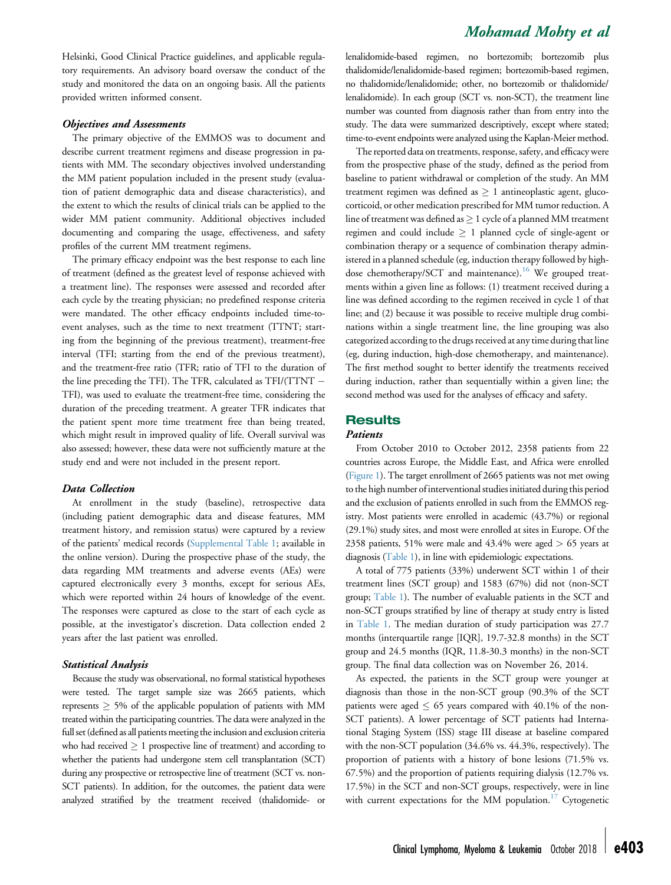Helsinki, Good Clinical Practice guidelines, and applicable regulatory requirements. An advisory board oversaw the conduct of the study and monitored the data on an ongoing basis. All the patients provided written informed consent.

### *Objectives and Assessments*

The primary objective of the EMMOS was to document and describe current treatment regimens and disease progression in patients with MM. The secondary objectives involved understanding the MM patient population included in the present study (evaluation of patient demographic data and disease characteristics), and the extent to which the results of clinical trials can be applied to the wider MM patient community. Additional objectives included documenting and comparing the usage, effectiveness, and safety profiles of the current MM treatment regimens.

The primary efficacy endpoint was the best response to each line of treatment (defined as the greatest level of response achieved with a treatment line). The responses were assessed and recorded after each cycle by the treating physician; no predefined response criteria were mandated. The other efficacy endpoints included time-to-event analyses, such as the time to next treatment (TTNT; starting from the beginning of the previous treatment), treatment-free interval (TFI; starting from the end of the previous treatment), and the treatment-free ratio (TFR; ratio of TFI to the duration of the line preceding the TFI). The TFR, calculated as TFI/(TTNT − TFI), was used to evaluate the treatment-free time, considering the duration of the preceding treatment. A greater TFR indicates that the patient spent more time treatment free than being treated, which might result in improved quality of life. Overall survival was also assessed; however, these data were not sufficiently mature at the study end and were not included in the present report.

### *Data Collection*

At enrollment in the study (baseline), retrospective data (including patient demographic data and disease features, MM treatment history, and remission status) were captured by a review of the patients' medical records (Supplemental Table 1; available in the online version). During the prospective phase of the study, the data regarding MM treatments and adverse events (AEs) were captured electronically every 3 months, except for serious AEs, which were reported within 24 hours of knowledge of the event. The responses were captured as close to the start of each cycle as possible, at the investigator's discretion. Data collection ended 2 years after the last patient was enrolled.

### *Statistical Analysis*

Because the study was observational, no formal statistical hypotheses were tested. The target sample size was 2665 patients, which represents ≥ 5% of the applicable population of patients with MM treated within the participating countries. The data were analyzed in the full set (defined as all patients meeting the inclusion and exclusion criteria who had received ≥ 1 prospective line of treatment) and according to whether the patients had undergone stem cell transplantation (SCT) during any prospective or retrospective line of treatment (SCT vs. non-SCT patients). In addition, for the outcomes, the patient data were analyzed stratified by the treatment received (thalidomide- or lenalidomide-based regimen, no bortezomib; bortezomib plus thalidomide/lenalidomide-based regimen; bortezomib-based regimen, no thalidomide/lenalidomide; other, no bortezomib or thalidomide/lenalidomide). In each group (SCT vs. non-SCT), the treatment line number was counted from diagnosis rather than from entry into the study. The data were summarized descriptively, except where stated; time-to-event endpoints were analyzed using the Kaplan-Meier method.

The reported data on treatments, response, safety, and efficacy were from the prospective phase of the study, defined as the period from baseline to patient withdrawal or completion of the study. An MM treatment regimen was defined as ≥ 1 antineoplastic agent, glucocorticoid, or other medication prescribed for MM tumor reduction. A line of treatment was defined as ≥ 1 cycle of a planned MM treatment regimen and could include ≥ 1 planned cycle of single-agent or combination therapy or a sequence of combination therapy administered in a planned schedule (eg, induction therapy followed by high-dose chemotherapy/SCT and maintenance).[16] We grouped treatments within a given line as follows: (1) treatment received during a line was defined according to the regimen received in cycle 1 of that line; and (2) because it was possible to receive multiple drug combinations within a single treatment line, the line grouping was also categorized according to the drugs received at any time during that line (eg, during induction, high-dose chemotherapy, and maintenance). The first method sought to better identify the treatments received during induction, rather than sequentially within a given line; the second method was used for the analyses of efficacy and safety.

## Results

### *Patients*

From October 2010 to October 2012, 2358 patients from 22 countries across Europe, the Middle East, and Africa were enrolled (Figure 1). The target enrollment of 2665 patients was not met owing to the high number of interventional studies initiated during this period and the exclusion of patients enrolled in such from the EMMOS registry. Most patients were enrolled in academic (43.7%) or regional (29.1%) study sites, and most were enrolled at sites in Europe. Of the 2358 patients, 51% were male and 43.4% were aged > 65 years at diagnosis (Table 1), in line with epidemiologic expectations.

A total of 775 patients (33%) underwent SCT within 1 of their treatment lines (SCT group) and 1583 (67%) did not (non-SCT group; Table 1). The number of evaluable patients in the SCT and non-SCT groups stratified by line of therapy at study entry is listed in Table 1. The median duration of study participation was 27.7 months (interquartile range [IQR], 19.7-32.8 months) in the SCT group and 24.5 months (IQR, 11.8-30.3 months) in the non-SCT group. The final data collection was on November 26, 2014.

As expected, the patients in the SCT group were younger at diagnosis than those in the non-SCT group (90.3% of the SCT patients were aged ≤ 65 years compared with 40.1% of the non-SCT patients). A lower percentage of SCT patients had International Staging System (ISS) stage III disease at baseline compared with the non-SCT population (34.6% vs. 44.3%, respectively). The proportion of patients with a history of bone lesions (71.5% vs. 67.5%) and the proportion of patients requiring dialysis (12.7% vs. 17.5%) in the SCT and non-SCT groups, respectively, were in line with current expectations for the MM population.[17] Cytogenetic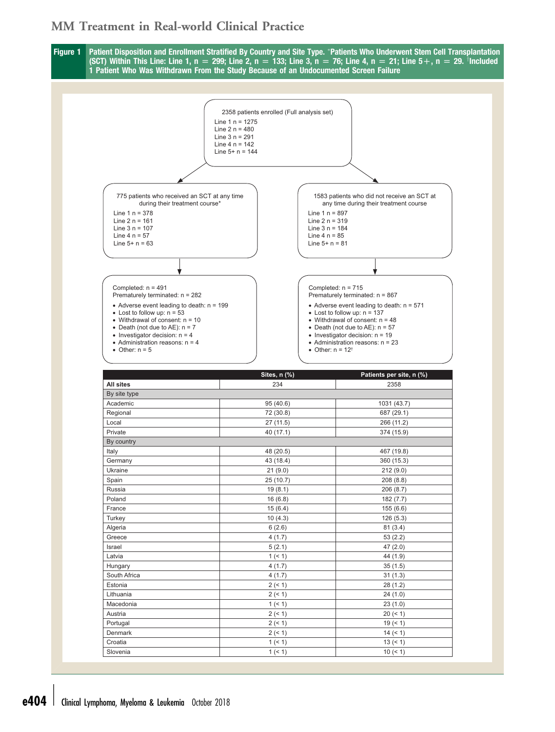**Figure 1** Patient Disposition and Enrollment Stratified By Country and Site Type. *Patients Who Underwent Stem Cell Transplantation (SCT) Within This Line: Line 1, n = 299; Line 2, n = 133; Line 3, n = 76; Line 4, n = 21; Line 5+, n = 29. †Included 1 Patient Who Was Withdrawn From the Study Because of an Undocumented Screen Failure

2358 patients enrolled (Full analysis set)

- Line 1 n = 1275
- Line 2 n = 480
- Line 3 n = 291
- Line 4 n = 142
- Line 5+ n = 144

775 patients who received an SCT at any time during their treatment course*

- Line 1 n = 378
- Line 2 n = 161
- Line 3 n = 107
- Line 4 n = 57
- Line 5+ n = 63

Completed: n = 491
Prematurely terminated: n = 282

- Adverse event leading to death: n = 199
- Lost to follow up: n = 53
- Withdrawal of consent: n = 10
- Death (not due to AE): n = 7
- Investigator decision: n = 4
- Administration reasons: n = 4
- Other: n = 5

1583 patients who did not receive an SCT at any time during their treatment course

- Line 1 n = 897
- Line 2 n = 319
- Line 3 n = 184
- Line 4 n = 85
- Line 5+ n = 81

Completed: n = 715
Prematurely terminated: n = 867

- Adverse event leading to death: n = 571
- Lost to follow up: n = 137
- Withdrawal of consent: n = 48
- Death (not due to AE): n = 57
- Investigator decision: n = 19
- Administration reasons: n = 23
- Other: n = 12†

| | Sites, n (%) | Patients per site, n (%) |
|---|---|---|
| **All sites** | 234 | 2358 |
| By site type | | |
| Academic | 95 (40.6) | 1031 (43.7) |
| Regional | 72 (30.8) | 687 (29.1) |
| Local | 27 (11.5) | 266 (11.2) |
| Private | 40 (17.1) | 374 (15.9) |
| By country | | |
| Italy | 48 (20.5) | 467 (19.8) |
| Germany | 43 (18.4) | 360 (15.3) |
| Ukraine | 21 (9.0) | 212 (9.0) |
| Spain | 25 (10.7) | 208 (8.8) |
| Russia | 19 (8.1) | 206 (8.7) |
| Poland | 16 (6.8) | 182 (7.7) |
| France | 15 (6.4) | 155 (6.6) |
| Turkey | 10 (4.3) | 126 (5.3) |
| Algeria | 6 (2.6) | 81 (3.4) |
| Greece | 4 (1.7) | 53 (2.2) |
| Israel | 5 (2.1) | 47 (2.0) |
| Latvia | 1 (< 1) | 44 (1.9) |
| Hungary | 4 (1.7) | 35 (1.5) |
| South Africa | 4 (1.7) | 31 (1.3) |
| Estonia | 2 (< 1) | 28 (1.2) |
| Lithuania | 2 (< 1) | 24 (1.0) |
| Macedonia | 1 (< 1) | 23 (1.0) |
| Austria | 2 (< 1) | 20 (< 1) |
| Portugal | 2 (< 1) | 19 (< 1) |
| Denmark | 2 (< 1) | 14 (< 1) |
| Croatia | 1 (< 1) | 13 (< 1) |
| Slovenia | 1 (< 1) | 10 (< 1) |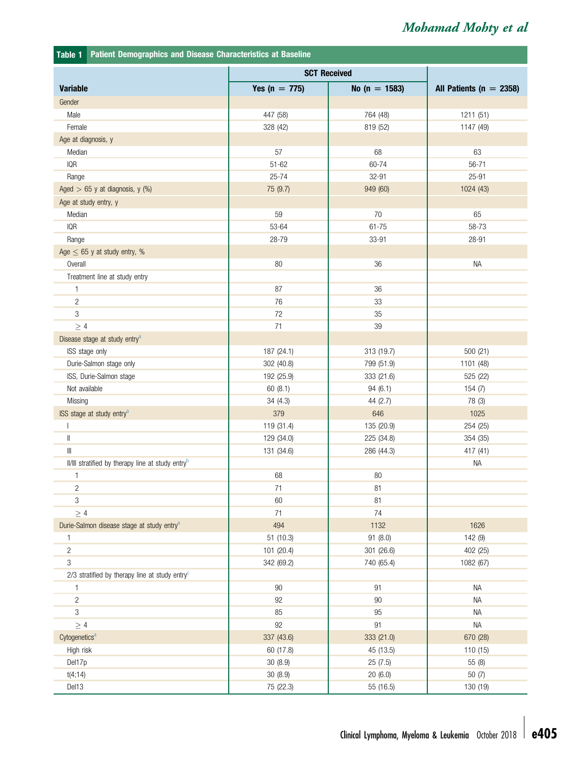**Table 1 Patient Demographics and Disease Characteristics at Baseline**

| Variable | SCT Received | | All Patients (n = 2358) |
|---|---|---|---|
| | Yes (n = 775) | No (n = 1583) | |
| Gender | | | |
| Male | 447 (58) | 764 (48) | 1211 (51) |
| Female | 328 (42) | 819 (52) | 1147 (49) |
| Age at diagnosis, y | | | |
| Median | 57 | 68 | 63 |
| IQR | 51-62 | 60-74 | 56-71 |
| Range | 25-74 | 32-91 | 25-91 |
| Aged > 65 y at diagnosis, y (%) | 75 (9.7) | 949 (60) | 1024 (43) |
| Age at study entry, y | | | |
| Median | 59 | 70 | 65 |
| IQR | 53-64 | 61-75 | 58-73 |
| Range | 28-79 | 33-91 | 28-91 |
| Age ≤ 65 y at study entry, % | | | |
| Overall | 80 | 36 | NA |
| Treatment line at study entry | | | |
| 1 | 87 | 36 | |
| 2 | 76 | 33 | |
| 3 | 72 | 35 | |
| ≥ 4 | 71 | 39 | |
| Disease stage at study entry[a] | | | |
| ISS stage only | 187 (24.1) | 313 (19.7) | 500 (21) |
| Durie-Salmon stage only | 302 (40.8) | 799 (51.9) | 1101 (48) |
| ISS, Durie-Salmon stage | 192 (25.9) | 333 (21.6) | 525 (22) |
| Not available | 60 (8.1) | 94 (6.1) | 154 (7) |
| Missing | 34 (4.3) | 44 (2.7) | 78 (3) |
| ISS stage at study entry[a] | 379 | 646 | 1025 |
| I | 119 (31.4) | 135 (20.9) | 254 (25) |
| II | 129 (34.0) | 225 (34.8) | 354 (35) |
| III | 131 (34.6) | 286 (44.3) | 417 (41) |
| II/III stratified by therapy line at study entry[b] | | | NA |
| 1 | 68 | 80 | |
| 2 | 71 | 81 | |
| 3 | 60 | 81 | |
| ≥ 4 | 71 | 74 | |
| Durie-Salmon disease stage at study entry[a] | 494 | 1132 | 1626 |
| 1 | 51 (10.3) | 91 (8.0) | 142 (9) |
| 2 | 101 (20.4) | 301 (26.6) | 402 (25) |
| 3 | 342 (69.2) | 740 (65.4) | 1082 (67) |
| 2/3 stratified by therapy line at study entry[c] | | | |
| 1 | 90 | 91 | NA |
| 2 | 92 | 90 | NA |
| 3 | 85 | 95 | NA |
| ≥ 4 | 92 | 91 | NA |
| Cytogenetics[a] | 337 (43.6) | 333 (21.0) | 670 (28) |
| High risk | 60 (17.8) | 45 (13.5) | 110 (15) |
| Del17p | 30 (8.9) | 25 (7.5) | 55 (8) |
| t(4;14) | 30 (8.9) | 20 (6.0) | 50 (7) |
| Del13 | 75 (22.3) | 55 (16.5) | 130 (19) |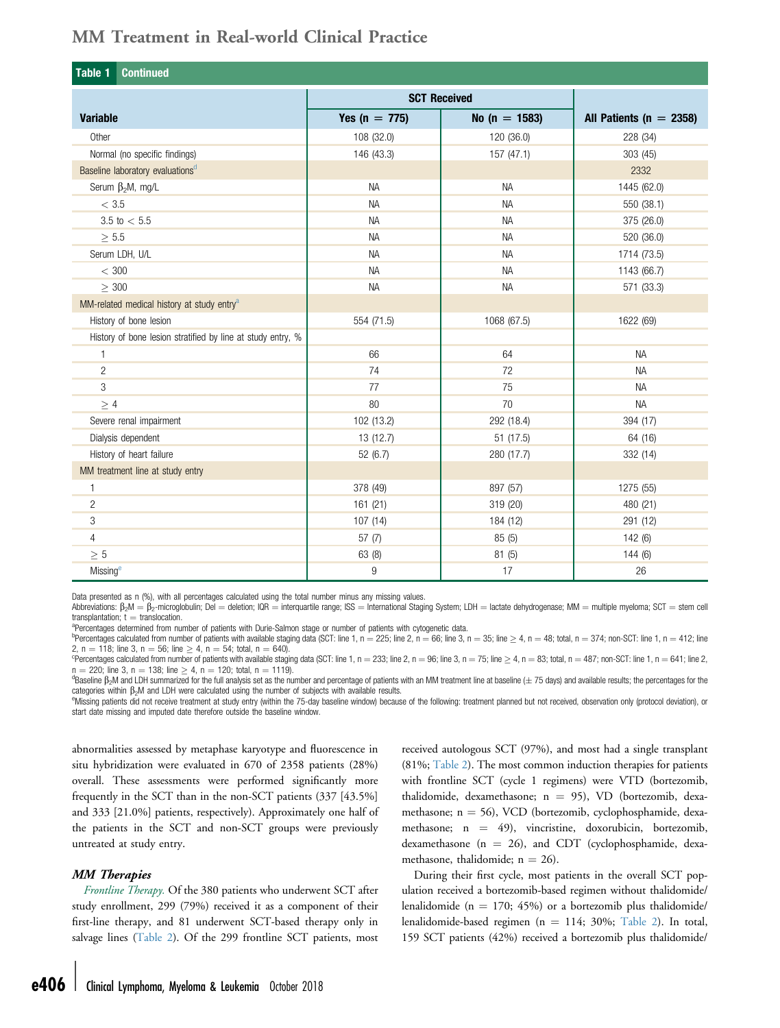**Table 1 Continued**

| Variable | SCT Received | | All Patients (n = 2358) |
|---|---|---|---|
| | Yes (n = 775) | No (n = 1583) | |
| Other | 108 (32.0) | 120 (36.0) | 228 (34) |
| Normal (no specific findings) | 146 (43.3) | 157 (47.1) | 303 (45) |
| Baseline laboratory evaluations[d] | | | 2332 |
| Serum $\beta_2$M, mg/L | NA | NA | 1445 (62.0) |
| < 3.5 | NA | NA | 550 (38.1) |
| 3.5 to < 5.5 | NA | NA | 375 (26.0) |
| ≥ 5.5 | NA | NA | 520 (36.0) |
| Serum LDH, U/L | NA | NA | 1714 (73.5) |
| < 300 | NA | NA | 1143 (66.7) |
| ≥ 300 | NA | NA | 571 (33.3) |
| MM-related medical history at study entry[a] | | | |
| History of bone lesion | 554 (71.5) | 1068 (67.5) | 1622 (69) |
| History of bone lesion stratified by line at study entry, % | | | |
| 1 | 66 | 64 | NA |
| 2 | 74 | 72 | NA |
| 3 | 77 | 75 | NA |
| ≥ 4 | 80 | 70 | NA |
| Severe renal impairment | 102 (13.2) | 292 (18.4) | 394 (17) |
| Dialysis dependent | 13 (12.7) | 51 (17.5) | 64 (16) |
| History of heart failure | 52 (6.7) | 280 (17.7) | 332 (14) |
| MM treatment line at study entry | | | |
| 1 | 378 (49) | 897 (57) | 1275 (55) |
| 2 | 161 (21) | 319 (20) | 480 (21) |
| 3 | 107 (14) | 184 (12) | 291 (12) |
| 4 | 57 (7) | 85 (5) | 142 (6) |
| ≥ 5 | 63 (8) | 81 (5) | 144 (6) |
| Missing[e] | 9 | 17 | 26 |

Data presented as n (%), with all percentages calculated using the total number minus any missing values.

Abbreviations: $\beta_2$M = $\beta_2$-microglobulin; Del = deletion; IQR = interquartile range; ISS = International Staging System; LDH = lactate dehydrogenase; MM = multiple myeloma; SCT = stem cell transplantation; t = translocation.

[a]Percentages determined from number of patients with Durie-Salmon stage or number of patients with cytogenetic data.

[b]Percentages calculated from number of patients with available staging data (SCT: line 1, n = 225; line 2, n = 66; line 3, n = 35; line ≥ 4, n = 48; total, n = 374; non-SCT: line 1, n = 412; line 2, n = 118; line 3, n = 56; line ≥ 4, n = 54; total, n = 640).

[c]Percentages calculated from number of patients with available staging data (SCT: line 1, n = 233; line 2, n = 96; line 3, n = 75; line ≥ 4, n = 83; total, n = 487; non-SCT: line 1, n = 641; line 2, n = 220; line 3, n = 138; line ≥ 4, n = 120; total, n = 1119).

[d]Baseline $\beta_2$M and LDH summarized for the full analysis set as the number and percentage of patients with an MM treatment line at baseline (± 75 days) and available results; the percentages for the categories within $\beta_2$M and LDH were calculated using the number of subjects with available results.

[e]Missing patients did not receive treatment at study entry (within the 75-day baseline window) because of the following: treatment planned but not received, observation only (protocol deviation), or start date missing and imputed date therefore outside the baseline window.

abnormalities assessed by metaphase karyotype and fluorescence in situ hybridization were evaluated in 670 of 2358 patients (28%) overall. These assessments were performed significantly more frequently in the SCT than in the non-SCT patients (337 [43.5%] and 333 [21.0%] patients, respectively). Approximately one half of the patients in the SCT and non-SCT groups were previously untreated at study entry.

### MM Therapies

*Frontline Therapy.* Of the 380 patients who underwent SCT after study enrollment, 299 (79%) received it as a component of their first-line therapy, and 81 underwent SCT-based therapy only in salvage lines (Table 2). Of the 299 frontline SCT patients, most received autologous SCT (97%), and most had a single transplant (81%; Table 2). The most common induction therapies for patients with frontline SCT (cycle 1 regimens) were VTD (bortezomib, thalidomide, dexamethasone; n = 95), VD (bortezomib, dexamethasone; n = 56), VCD (bortezomib, cyclophosphamide, dexamethasone; n = 49), vincristine, doxorubicin, bortezomib, dexamethasone (n = 26), and CDT (cyclophosphamide, dexamethasone, thalidomide; n = 26).

During their first cycle, most patients in the overall SCT population received a bortezomib-based regimen without thalidomide/lenalidomide (n = 170; 45%) or a bortezomib plus thalidomide/lenalidomide-based regimen (n = 114; 30%; Table 2). In total, 159 SCT patients (42%) received a bortezomib plus thalidomide/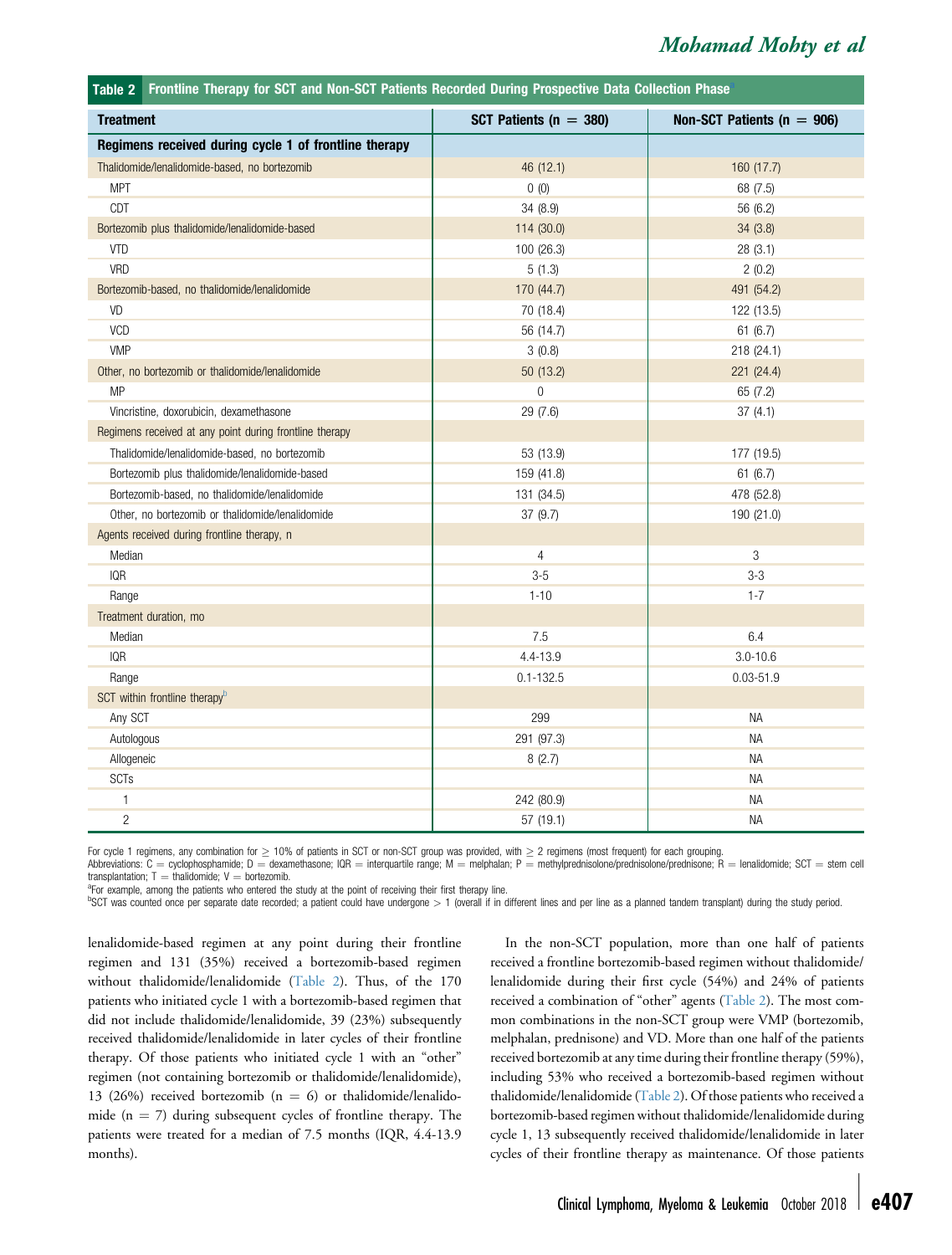**Table 2 Frontline Therapy for SCT and Non-SCT Patients Recorded During Prospective Data Collection Phase[a]**

| Treatment | SCT Patients (n = 380) | Non-SCT Patients (n = 906) |
|---|---|---|
| **Regimens received during cycle 1 of frontline therapy** | | |
| Thalidomide/lenalidomide-based, no bortezomib | 46 (12.1) | 160 (17.7) |
| MPT | 0 (0) | 68 (7.5) |
| CDT | 34 (8.9) | 56 (6.2) |
| Bortezomib plus thalidomide/lenalidomide-based | 114 (30.0) | 34 (3.8) |
| VTD | 100 (26.3) | 28 (3.1) |
| VRD | 5 (1.3) | 2 (0.2) |
| Bortezomib-based, no thalidomide/lenalidomide | 170 (44.7) | 491 (54.2) |
| VD | 70 (18.4) | 122 (13.5) |
| VCD | 56 (14.7) | 61 (6.7) |
| VMP | 3 (0.8) | 218 (24.1) |
| Other, no bortezomib or thalidomide/lenalidomide | 50 (13.2) | 221 (24.4) |
| MP | 0 | 65 (7.2) |
| Vincristine, doxorubicin, dexamethasone | 29 (7.6) | 37 (4.1) |
| Regimens received at any point during frontline therapy | | |
| Thalidomide/lenalidomide-based, no bortezomib | 53 (13.9) | 177 (19.5) |
| Bortezomib plus thalidomide/lenalidomide-based | 159 (41.8) | 61 (6.7) |
| Bortezomib-based, no thalidomide/lenalidomide | 131 (34.5) | 478 (52.8) |
| Other, no bortezomib or thalidomide/lenalidomide | 37 (9.7) | 190 (21.0) |
| Agents received during frontline therapy, n | | |
| Median | 4 | 3 |
| IQR | 3-5 | 3-3 |
| Range | 1-10 | 1-7 |
| Treatment duration, mo | | |
| Median | 7.5 | 6.4 |
| IQR | 4.4-13.9 | 3.0-10.6 |
| Range | 0.1-132.5 | 0.03-51.9 |
| SCT within frontline therapy[b] | | |
| Any SCT | 299 | NA |
| Autologous | 291 (97.3) | NA |
| Allogeneic | 8 (2.7) | NA |
| SCTs | | NA |
| 1 | 242 (80.9) | NA |
| 2 | 57 (19.1) | NA |

For cycle 1 regimens, any combination for ≥ 10% of patients in SCT or non-SCT group was provided, with ≥ 2 regimens (most frequent) for each grouping.
Abbreviations: C = cyclophosphamide; D = dexamethasone; IQR = interquartile range; M = melphalan; P = methylprednisolone/prednisolone/prednisone; R = lenalidomide; SCT = stem cell transplantation; T = thalidomide; V = bortezomib.
[a]For example, among the patients who entered the study at the point of receiving their first therapy line.
[b]SCT was counted once per separate date recorded; a patient could have undergone > 1 (overall if in different lines and per line as a planned tandem transplant) during the study period.

lenalidomide-based regimen at any point during their frontline regimen and 131 (35%) received a bortezomib-based regimen without thalidomide/lenalidomide (Table 2). Thus, of the 170 patients who initiated cycle 1 with a bortezomib-based regimen that did not include thalidomide/lenalidomide, 39 (23%) subsequently received thalidomide/lenalidomide in later cycles of their frontline therapy. Of those patients who initiated cycle 1 with an "other" regimen (not containing bortezomib or thalidomide/lenalidomide), 13 (26%) received bortezomib (n = 6) or thalidomide/lenalidomide (n = 7) during subsequent cycles of frontline therapy. The patients were treated for a median of 7.5 months (IQR, 4.4-13.9 months).

In the non-SCT population, more than one half of patients received a frontline bortezomib-based regimen without thalidomide/lenalidomide during their first cycle (54%) and 24% of patients received a combination of "other" agents (Table 2). The most common combinations in the non-SCT group were VMP (bortezomib, melphalan, prednisone) and VD. More than one half of the patients received bortezomib at any time during their frontline therapy (59%), including 53% who received a bortezomib-based regimen without thalidomide/lenalidomide (Table 2). Of those patients who received a bortezomib-based regimen without thalidomide/lenalidomide during cycle 1, 13 subsequently received thalidomide/lenalidomide in later cycles of their frontline therapy as maintenance. Of those patients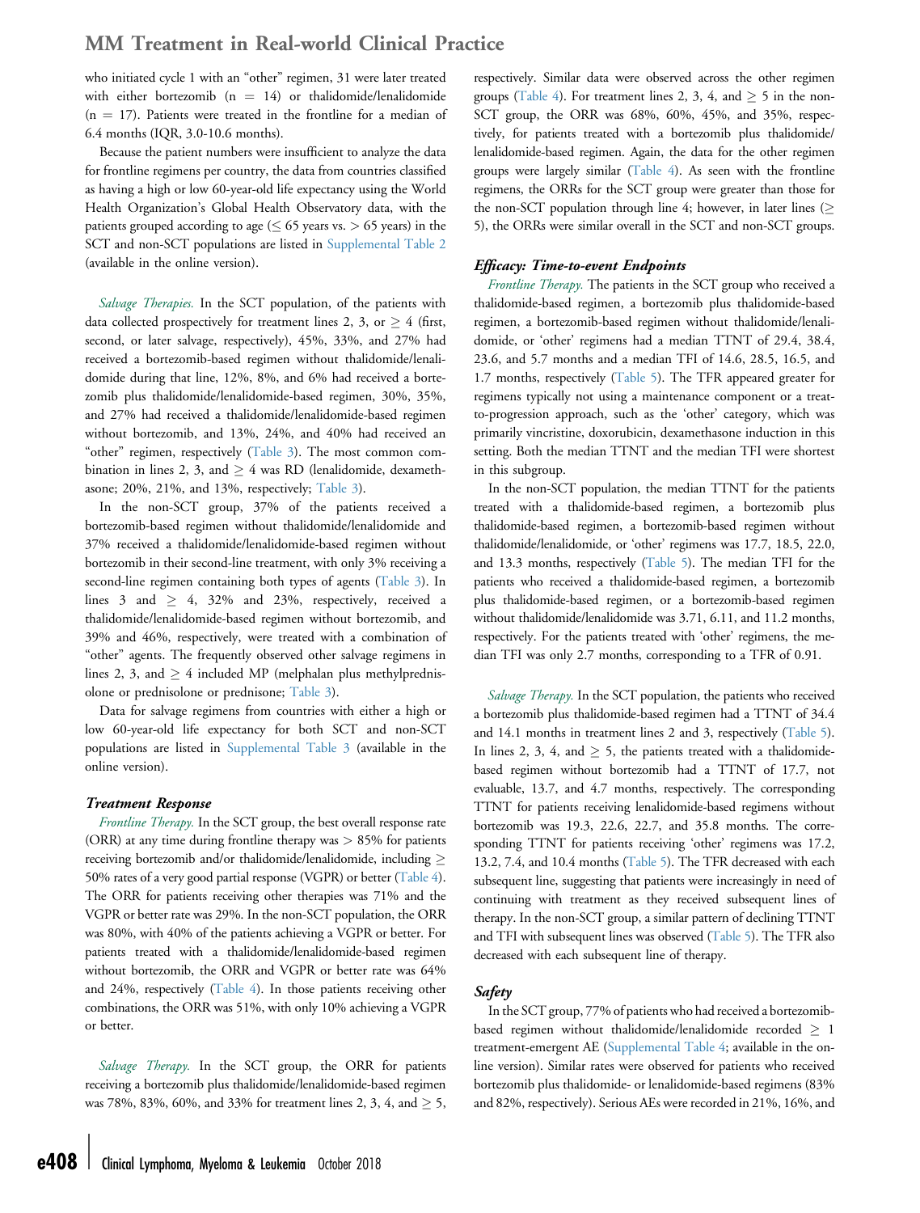who initiated cycle 1 with an "other" regimen, 31 were later treated with either bortezomib (n = 14) or thalidomide/lenalidomide (n = 17). Patients were treated in the frontline for a median of 6.4 months (IQR, 3.0-10.6 months).

Because the patient numbers were insufficient to analyze the data for frontline regimens per country, the data from countries classified as having a high or low 60-year-old life expectancy using the World Health Organization's Global Health Observatory data, with the patients grouped according to age (≤ 65 years vs. > 65 years) in the SCT and non-SCT populations are listed in Supplemental Table 2 (available in the online version).

*Salvage Therapies.* In the SCT population, of the patients with data collected prospectively for treatment lines 2, 3, or ≥ 4 (first, second, or later salvage, respectively), 45%, 33%, and 27% had received a bortezomib-based regimen without thalidomide/lenalidomide during that line, 12%, 8%, and 6% had received a bortezomib plus thalidomide/lenalidomide-based regimen, 30%, 35%, and 27% had received a thalidomide/lenalidomide-based regimen without bortezomib, and 13%, 24%, and 40% had received an "other" regimen, respectively (Table 3). The most common combination in lines 2, 3, and ≥ 4 was RD (lenalidomide, dexamethasone; 20%, 21%, and 13%, respectively; Table 3).

In the non-SCT group, 37% of the patients received a bortezomib-based regimen without thalidomide/lenalidomide and 37% received a thalidomide/lenalidomide-based regimen without bortezomib in their second-line treatment, with only 3% receiving a second-line regimen containing both types of agents (Table 3). In lines 3 and ≥ 4, 32% and 23%, respectively, received a thalidomide/lenalidomide-based regimen without bortezomib, and 39% and 46%, respectively, were treated with a combination of "other" agents. The frequently observed other salvage regimens in lines 2, 3, and ≥ 4 included MP (melphalan plus methylprednisolone or prednisolone or prednisone; Table 3).

Data for salvage regimens from countries with either a high or low 60-year-old life expectancy for both SCT and non-SCT populations are listed in Supplemental Table 3 (available in the online version).

### Treatment Response

*Frontline Therapy.* In the SCT group, the best overall response rate (ORR) at any time during frontline therapy was > 85% for patients receiving bortezomib and/or thalidomide/lenalidomide, including ≥ 50% rates of a very good partial response (VGPR) or better (Table 4). The ORR for patients receiving other therapies was 71% and the VGPR or better rate was 29%. In the non-SCT population, the ORR was 80%, with 40% of the patients achieving a VGPR or better. For patients treated with a thalidomide/lenalidomide-based regimen without bortezomib, the ORR and VGPR or better rate was 64% and 24%, respectively (Table 4). In those patients receiving other combinations, the ORR was 51%, with only 10% achieving a VGPR or better.

*Salvage Therapy.* In the SCT group, the ORR for patients receiving a bortezomib plus thalidomide/lenalidomide-based regimen was 78%, 83%, 60%, and 33% for treatment lines 2, 3, 4, and ≥ 5, respectively. Similar data were observed across the other regimen groups (Table 4). For treatment lines 2, 3, 4, and ≥ 5 in the non-SCT group, the ORR was 68%, 60%, 45%, and 35%, respectively, for patients treated with a bortezomib plus thalidomide/lenalidomide-based regimen. Again, the data for the other regimen groups were largely similar (Table 4). As seen with the frontline regimens, the ORRs for the SCT group were greater than those for the non-SCT population through line 4; however, in later lines (≥ 5), the ORRs were similar overall in the SCT and non-SCT groups.

### Efficacy: Time-to-event Endpoints

*Frontline Therapy.* The patients in the SCT group who received a thalidomide-based regimen, a bortezomib plus thalidomide-based regimen, a bortezomib-based regimen without thalidomide/lenalidomide, or 'other' regimens had a median TTNT of 29.4, 38.4, 23.6, and 5.7 months and a median TFI of 14.6, 28.5, 16.5, and 1.7 months, respectively (Table 5). The TFR appeared greater for regimens typically not using a maintenance component or a treat-to-progression approach, such as the 'other' category, which was primarily vincristine, doxorubicin, dexamethasone induction in this setting. Both the median TTNT and the median TFI were shortest in this subgroup.

In the non-SCT population, the median TTNT for the patients treated with a thalidomide-based regimen, a bortezomib plus thalidomide-based regimen, a bortezomib-based regimen without thalidomide/lenalidomide, or 'other' regimens was 17.7, 18.5, 22.0, and 13.3 months, respectively (Table 5). The median TFI for the patients who received a thalidomide-based regimen, a bortezomib plus thalidomide-based regimen, or a bortezomib-based regimen without thalidomide/lenalidomide was 3.71, 6.11, and 11.2 months, respectively. For the patients treated with 'other' regimens, the median TFI was only 2.7 months, corresponding to a TFR of 0.91.

*Salvage Therapy.* In the SCT population, the patients who received a bortezomib plus thalidomide-based regimen had a TTNT of 34.4 and 14.1 months in treatment lines 2 and 3, respectively (Table 5). In lines 2, 3, 4, and ≥ 5, the patients treated with a thalidomide-based regimen without bortezomib had a TTNT of 17.7, not evaluable, 13.7, and 4.7 months, respectively. The corresponding TTNT for patients receiving lenalidomide-based regimens without bortezomib was 19.3, 22.6, 22.7, and 35.8 months. The corresponding TTNT for patients receiving 'other' regimens was 17.2, 13.2, 7.4, and 10.4 months (Table 5). The TFR decreased with each subsequent line, suggesting that patients were increasingly in need of continuing with treatment as they received subsequent lines of therapy. In the non-SCT group, a similar pattern of declining TTNT and TFI with subsequent lines was observed (Table 5). The TFR also decreased with each subsequent line of therapy.

### Safety

In the SCT group, 77% of patients who had received a bortezomib-based regimen without thalidomide/lenalidomide recorded ≥ 1 treatment-emergent AE (Supplemental Table 4; available in the online version). Similar rates were observed for patients who received bortezomib plus thalidomide- or lenalidomide-based regimens (83% and 82%, respectively). Serious AEs were recorded in 21%, 16%, and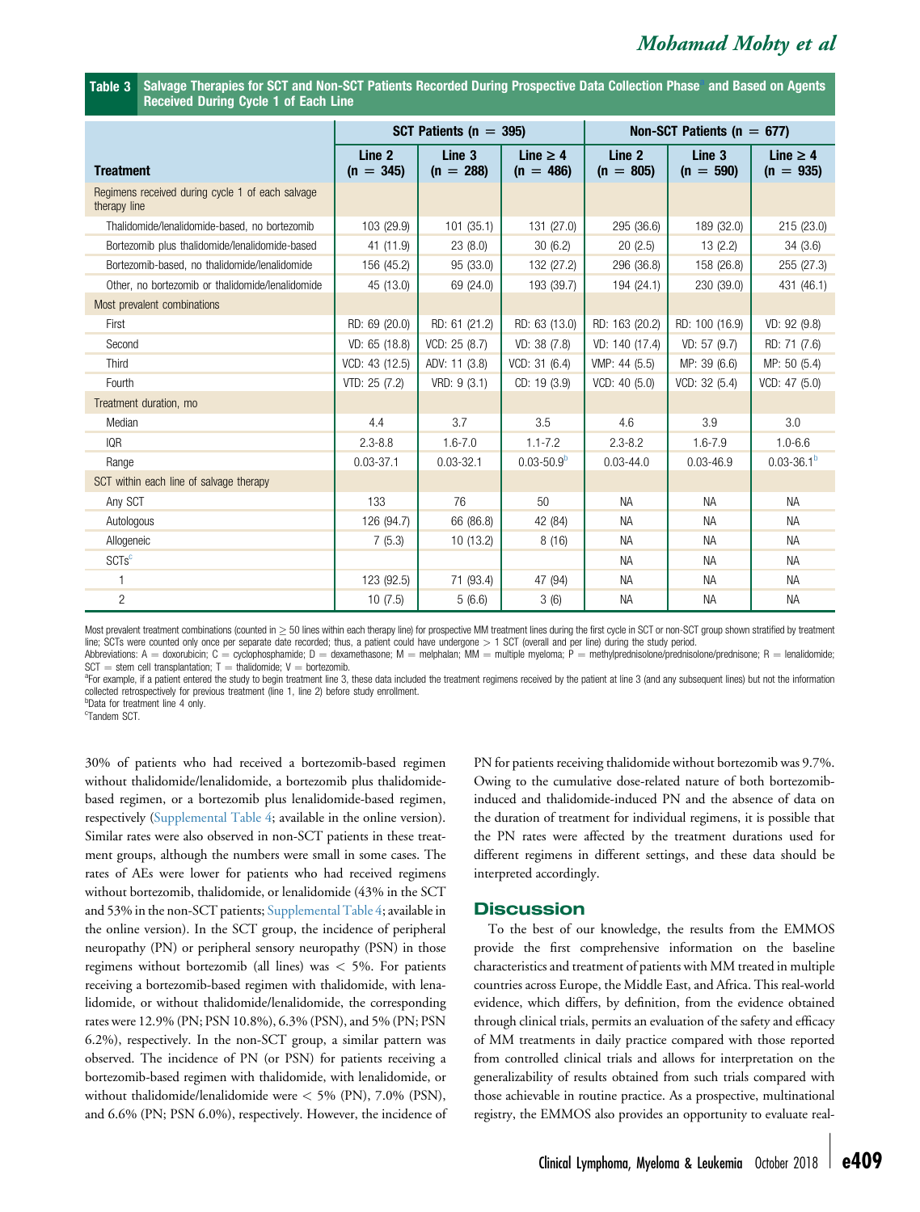**Table 3 Salvage Therapies for SCT and Non-SCT Patients Recorded During Prospective Data Collection Phase[a] and Based on Agents Received During Cycle 1 of Each Line**

| | SCT Patients (n = 395) | | | Non-SCT Patients (n = 677) | | |
|---|---|---|---|---|---|---|
| **Treatment** | **Line 2 (n = 345)** | **Line 3 (n = 288)** | **Line ≥ 4 (n = 486)** | **Line 2 (n = 805)** | **Line 3 (n = 590)** | **Line ≥ 4 (n = 935)** |
| Regimens received during cycle 1 of each salvage therapy line | | | | | | |
| Thalidomide/lenalidomide-based, no bortezomib | 103 (29.9) | 101 (35.1) | 131 (27.0) | 295 (36.6) | 189 (32.0) | 215 (23.0) |
| Bortezomib plus thalidomide/lenalidomide-based | 41 (11.9) | 23 (8.0) | 30 (6.2) | 20 (2.5) | 13 (2.2) | 34 (3.6) |
| Bortezomib-based, no thalidomide/lenalidomide | 156 (45.2) | 95 (33.0) | 132 (27.2) | 296 (36.8) | 158 (26.8) | 255 (27.3) |
| Other, no bortezomib or thalidomide/lenalidomide | 45 (13.0) | 69 (24.0) | 193 (39.7) | 194 (24.1) | 230 (39.0) | 431 (46.1) |
| Most prevalent combinations | | | | | | |
| First | RD: 69 (20.0) | RD: 61 (21.2) | RD: 63 (13.0) | RD: 163 (20.2) | RD: 100 (16.9) | VD: 92 (9.8) |
| Second | VD: 65 (18.8) | VCD: 25 (8.7) | VD: 38 (7.8) | VD: 140 (17.4) | VD: 57 (9.7) | RD: 71 (7.6) |
| Third | VCD: 43 (12.5) | ADV: 11 (3.8) | VCD: 31 (6.4) | VMP: 44 (5.5) | MP: 39 (6.6) | MP: 50 (5.4) |
| Fourth | VTD: 25 (7.2) | VRD: 9 (3.1) | CD: 19 (3.9) | VCD: 40 (5.0) | VCD: 32 (5.4) | VCD: 47 (5.0) |
| Treatment duration, mo | | | | | | |
| Median | 4.4 | 3.7 | 3.5 | 4.6 | 3.9 | 3.0 |
| IQR | 2.3-8.8 | 1.6-7.0 | 1.1-7.2 | 2.3-8.2 | 1.6-7.9 | 1.0-6.6 |
| Range | 0.03-37.1 | 0.03-32.1 | 0.03-50.9[b] | 0.03-44.0 | 0.03-46.9 | 0.03-36.1[b] |
| SCT within each line of salvage therapy | | | | | | |
| Any SCT | 133 | 76 | 50 | NA | NA | NA |
| Autologous | 126 (94.7) | 66 (86.8) | 42 (84) | NA | NA | NA |
| Allogeneic | 7 (5.3) | 10 (13.2) | 8 (16) | NA | NA | NA |
| SCTs[c] | | | | NA | NA | NA |
| 1 | 123 (92.5) | 71 (93.4) | 47 (94) | NA | NA | NA |
| 2 | 10 (7.5) | 5 (6.6) | 3 (6) | NA | NA | NA |

Most prevalent treatment combinations (counted in ≥ 50 lines within each therapy line) for prospective MM treatment lines during the first cycle in SCT or non-SCT group shown stratified by treatment line; SCTs were counted only once per separate date recorded; thus, a patient could have undergone > 1 SCT (overall and per line) during the study period.
Abbreviations: A = doxorubicin; C = cyclophosphamide; D = dexamethasone; M = melphalan; MM = multiple myeloma; P = methylprednisolone/prednisolone/prednisone; R = lenalidomide; SCT = stem cell transplantation; T = thalidomide; V = bortezomib.
[a]For example, if a patient entered the study to begin treatment line 3, these data included the treatment regimens received by the patient at line 3 (and any subsequent lines) but not the information collected retrospectively for previous treatment (line 1, line 2) before study enrollment.
[b]Data for treatment line 4 only.
[c]Tandem SCT.

30% of patients who had received a bortezomib-based regimen without thalidomide/lenalidomide, a bortezomib plus thalidomide-based regimen, or a bortezomib plus lenalidomide-based regimen, respectively (Supplemental Table 4; available in the online version). Similar rates were also observed in non-SCT patients in these treatment groups, although the numbers were small in some cases. The rates of AEs were lower for patients who had received regimens without bortezomib, thalidomide, or lenalidomide (43% in the SCT and 53% in the non-SCT patients; Supplemental Table 4; available in the online version). In the SCT group, the incidence of peripheral neuropathy (PN) or peripheral sensory neuropathy (PSN) in those regimens without bortezomib (all lines) was < 5%. For patients receiving a bortezomib-based regimen with thalidomide, with lenalidomide, or without thalidomide/lenalidomide, the corresponding rates were 12.9% (PN; PSN 10.8%), 6.3% (PSN), and 5% (PN; PSN 6.2%), respectively. In the non-SCT group, a similar pattern was observed. The incidence of PN (or PSN) for patients receiving a bortezomib-based regimen with thalidomide, with lenalidomide, or without thalidomide/lenalidomide were < 5% (PN), 7.0% (PSN), and 6.6% (PN; PSN 6.0%), respectively. However, the incidence of PN for patients receiving thalidomide without bortezomib was 9.7%. Owing to the cumulative dose-related nature of both bortezomib-induced and thalidomide-induced PN and the absence of data on the duration of treatment for individual regimens, it is possible that the PN rates were affected by the treatment durations used for different regimens in different settings, and these data should be interpreted accordingly.

## Discussion

To the best of our knowledge, the results from the EMMOS provide the first comprehensive information on the baseline characteristics and treatment of patients with MM treated in multiple countries across Europe, the Middle East, and Africa. This real-world evidence, which differs, by definition, from the evidence obtained through clinical trials, permits an evaluation of the safety and efficacy of MM treatments in daily practice compared with those reported from controlled clinical trials and allows for interpretation on the generalizability of results obtained from such trials compared with those achievable in routine practice. As a prospective, multinational registry, the EMMOS also provides an opportunity to evaluate real-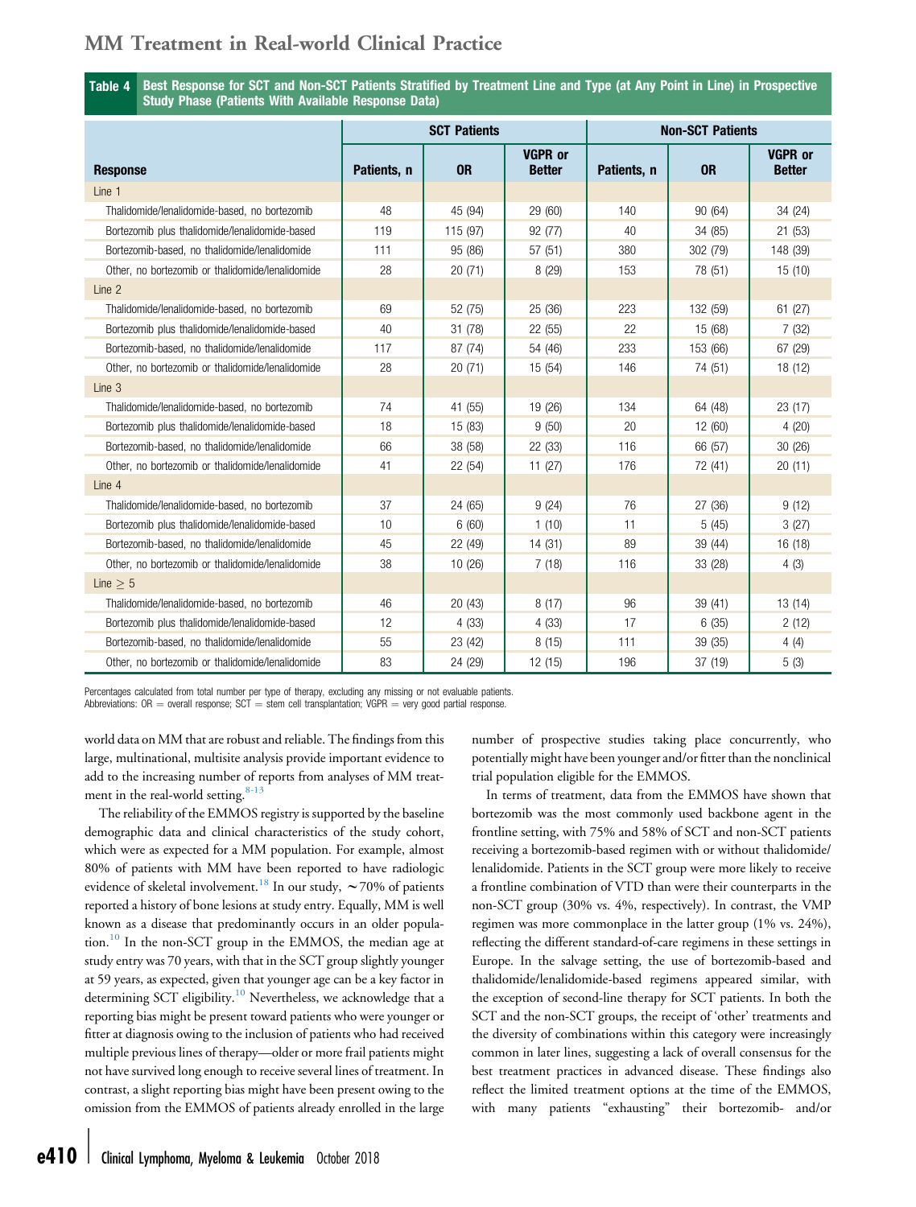**Table 4** Best Response for SCT and Non-SCT Patients Stratified by Treatment Line and Type (at Any Point in Line) in Prospective Study Phase (Patients With Available Response Data)

| | SCT Patients | | | Non-SCT Patients | | |
|---|---|---|---|---|---|---|
| **Response** | **Patients, n** | **OR** | **VGPR or Better** | **Patients, n** | **OR** | **VGPR or Better** |
| Line 1 | | | | | | |
| Thalidomide/lenalidomide-based, no bortezomib | 48 | 45 (94) | 29 (60) | 140 | 90 (64) | 34 (24) |
| Bortezomib plus thalidomide/lenalidomide-based | 119 | 115 (97) | 92 (77) | 40 | 34 (85) | 21 (53) |
| Bortezomib-based, no thalidomide/lenalidomide | 111 | 95 (86) | 57 (51) | 380 | 302 (79) | 148 (39) |
| Other, no bortezomib or thalidomide/lenalidomide | 28 | 20 (71) | 8 (29) | 153 | 78 (51) | 15 (10) |
| Line 2 | | | | | | |
| Thalidomide/lenalidomide-based, no bortezomib | 69 | 52 (75) | 25 (36) | 223 | 132 (59) | 61 (27) |
| Bortezomib plus thalidomide/lenalidomide-based | 40 | 31 (78) | 22 (55) | 22 | 15 (68) | 7 (32) |
| Bortezomib-based, no thalidomide/lenalidomide | 117 | 87 (74) | 54 (46) | 233 | 153 (66) | 67 (29) |
| Other, no bortezomib or thalidomide/lenalidomide | 28 | 20 (71) | 15 (54) | 146 | 74 (51) | 18 (12) |
| Line 3 | | | | | | |
| Thalidomide/lenalidomide-based, no bortezomib | 74 | 41 (55) | 19 (26) | 134 | 64 (48) | 23 (17) |
| Bortezomib plus thalidomide/lenalidomide-based | 18 | 15 (83) | 9 (50) | 20 | 12 (60) | 4 (20) |
| Bortezomib-based, no thalidomide/lenalidomide | 66 | 38 (58) | 22 (33) | 116 | 66 (57) | 30 (26) |
| Other, no bortezomib or thalidomide/lenalidomide | 41 | 22 (54) | 11 (27) | 176 | 72 (41) | 20 (11) |
| Line 4 | | | | | | |
| Thalidomide/lenalidomide-based, no bortezomib | 37 | 24 (65) | 9 (24) | 76 | 27 (36) | 9 (12) |
| Bortezomib plus thalidomide/lenalidomide-based | 10 | 6 (60) | 1 (10) | 11 | 5 (45) | 3 (27) |
| Bortezomib-based, no thalidomide/lenalidomide | 45 | 22 (49) | 14 (31) | 89 | 39 (44) | 16 (18) |
| Other, no bortezomib or thalidomide/lenalidomide | 38 | 10 (26) | 7 (18) | 116 | 33 (28) | 4 (3) |
| Line ≥ 5 | | | | | | |
| Thalidomide/lenalidomide-based, no bortezomib | 46 | 20 (43) | 8 (17) | 96 | 39 (41) | 13 (14) |
| Bortezomib plus thalidomide/lenalidomide-based | 12 | 4 (33) | 4 (33) | 17 | 6 (35) | 2 (12) |
| Bortezomib-based, no thalidomide/lenalidomide | 55 | 23 (42) | 8 (15) | 111 | 39 (35) | 4 (4) |
| Other, no bortezomib or thalidomide/lenalidomide | 83 | 24 (29) | 12 (15) | 196 | 37 (19) | 5 (3) |

Percentages calculated from total number per type of therapy, excluding any missing or not evaluable patients.
Abbreviations: OR = overall response; SCT = stem cell transplantation; VGPR = very good partial response.

world data on MM that are robust and reliable. The findings from this large, multinational, multisite analysis provide important evidence to add to the increasing number of reports from analyses of MM treatment in the real-world setting.[8-13]

The reliability of the EMMOS registry is supported by the baseline demographic data and clinical characteristics of the study cohort, which were as expected for a MM population. For example, almost 80% of patients with MM have been reported to have radiologic evidence of skeletal involvement.[18] In our study, ∼70% of patients reported a history of bone lesions at study entry. Equally, MM is well known as a disease that predominantly occurs in an older population.[10] In the non-SCT group in the EMMOS, the median age at study entry was 70 years, with that in the SCT group slightly younger at 59 years, as expected, given that younger age can be a key factor in determining SCT eligibility.[10] Nevertheless, we acknowledge that a reporting bias might be present toward patients who were younger or fitter at diagnosis owing to the inclusion of patients who had received multiple previous lines of therapy—older or more frail patients might not have survived long enough to receive several lines of treatment. In contrast, a slight reporting bias might have been present owing to the omission from the EMMOS of patients already enrolled in the large number of prospective studies taking place concurrently, who potentially might have been younger and/or fitter than the nonclinical trial population eligible for the EMMOS.

In terms of treatment, data from the EMMOS have shown that bortezomib was the most commonly used backbone agent in the frontline setting, with 75% and 58% of SCT and non-SCT patients receiving a bortezomib-based regimen with or without thalidomide/lenalidomide. Patients in the SCT group were more likely to receive a frontline combination of VTD than were their counterparts in the non-SCT group (30% vs. 4%, respectively). In contrast, the VMP regimen was more commonplace in the latter group (1% vs. 24%), reflecting the different standard-of-care regimens in these settings in Europe. In the salvage setting, the use of bortezomib-based and thalidomide/lenalidomide-based regimens appeared similar, with the exception of second-line therapy for SCT patients. In both the SCT and the non-SCT groups, the receipt of 'other' treatments and the diversity of combinations within this category were increasingly common in later lines, suggesting a lack of overall consensus for the best treatment practices in advanced disease. These findings also reflect the limited treatment options at the time of the EMMOS, with many patients "exhausting" their bortezomib- and/or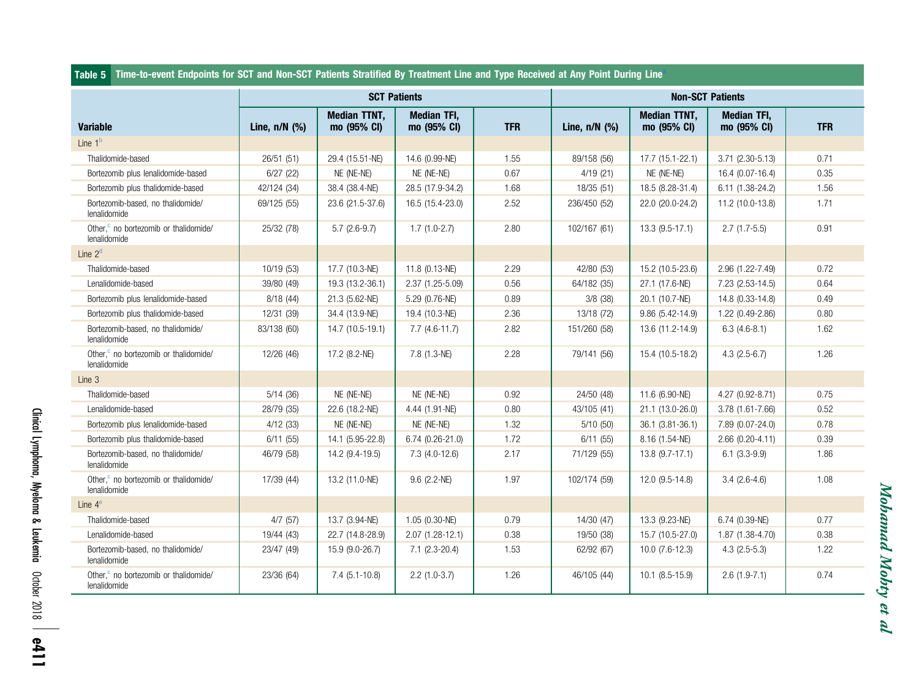**Table 5 Time-to-event Endpoints for SCT and Non-SCT Patients Stratified By Treatment Line and Type Received at Any Point During Line[a]**

| | SCT Patients | | | | Non-SCT Patients | | | |
|---|---|---|---|---|---|---|---|---|
| Variable | Line, n/N (%) | Median TTNT, mo (95% CI) | Median TFI, mo (95% CI) | TFR | Line, n/N (%) | Median TTNT, mo (95% CI) | Median TFI, mo (95% CI) | TFR |
| Line 1[b] | | | | | | | | |
| Thalidomide-based | 26/51 (51) | 29.4 (15.51-NE) | 14.6 (0.99-NE) | 1.55 | 89/158 (56) | 17.7 (15.1-22.1) | 3.71 (2.30-5.13) | 0.71 |
| Bortezomib plus lenalidomide-based | 6/27 (22) | NE (NE-NE) | NE (NE-NE) | 0.67 | 4/19 (21) | NE (NE-NE) | 16.4 (0.07-16.4) | 0.35 |
| Bortezomib plus thalidomide-based | 42/124 (34) | 38.4 (38.4-NE) | 28.5 (17.9-34.2) | 1.68 | 18/35 (51) | 18.5 (8.28-31.4) | 6.11 (1.38-24.2) | 1.56 |
| Bortezomib-based, no thalidomide/ lenalidomide | 69/125 (55) | 23.6 (21.5-37.6) | 16.5 (15.4-23.0) | 2.52 | 236/450 (52) | 22.0 (20.0-24.2) | 11.2 (10.0-13.8) | 1.71 |
| Other,[c] no bortezomib or thalidomide/ lenalidomide | 25/32 (78) | 5.7 (2.6-9.7) | 1.7 (1.0-2.7) | 2.80 | 102/167 (61) | 13.3 (9.5-17.1) | 2.7 (1.7-5.5) | 0.91 |
| Line 2[d] | | | | | | | | |
| Thalidomide-based | 10/19 (53) | 17.7 (10.3-NE) | 11.8 (0.13-NE) | 2.29 | 42/80 (53) | 15.2 (10.5-23.6) | 2.96 (1.22-7.49) | 0.72 |
| Lenalidomide-based | 39/80 (49) | 19.3 (13.2-36.1) | 2.37 (1.25-5.09) | 0.56 | 64/182 (35) | 27.1 (17.6-NE) | 7.23 (2.53-14.5) | 0.64 |
| Bortezomib plus lenalidomide-based | 8/18 (44) | 21.3 (5.62-NE) | 5.29 (0.76-NE) | 0.89 | 3/8 (38) | 20.1 (10.7-NE) | 14.8 (0.33-14.8) | 0.49 |
| Bortezomib plus thalidomide-based | 12/31 (39) | 34.4 (13.9-NE) | 19.4 (10.3-NE) | 2.36 | 13/18 (72) | 9.86 (5.42-14.9) | 1.22 (0.49-2.86) | 0.80 |
| Bortezomib-based, no thalidomide/ lenalidomide | 83/138 (60) | 14.7 (10.5-19.1) | 7.7 (4.6-11.7) | 2.82 | 151/260 (58) | 13.6 (11.2-14.9) | 6.3 (4.6-8.1) | 1.62 |
| Other,[c] no bortezomib or thalidomide/ lenalidomide | 12/26 (46) | 17.2 (8.2-NE) | 7.8 (1.3-NE) | 2.28 | 79/141 (56) | 15.4 (10.5-18.2) | 4.3 (2.5-6.7) | 1.26 |
| Line 3 | | | | | | | | |
| Thalidomide-based | 5/14 (36) | NE (NE-NE) | NE (NE-NE) | 0.92 | 24/50 (48) | 11.6 (6.90-NE) | 4.27 (0.92-8.71) | 0.75 |
| Lenalidomide-based | 28/79 (35) | 22.6 (18.2-NE) | 4.44 (1.91-NE) | 0.80 | 43/105 (41) | 21.1 (13.0-26.0) | 3.78 (1.61-7.66) | 0.52 |
| Bortezomib plus lenalidomide-based | 4/12 (33) | NE (NE-NE) | NE (NE-NE) | 1.32 | 5/10 (50) | 36.1 (3.81-36.1) | 7.89 (0.07-24.0) | 0.78 |
| Bortezomib plus thalidomide-based | 6/11 (55) | 14.1 (5.95-22.8) | 6.74 (0.26-21.0) | 1.72 | 6/11 (55) | 8.16 (1.54-NE) | 2.66 (0.20-4.11) | 0.39 |
| Bortezomib-based, no thalidomide/ lenalidomide | 46/79 (58) | 14.2 (9.4-19.5) | 7.3 (4.0-12.6) | 2.17 | 71/129 (55) | 13.8 (9.7-17.1) | 6.1 (3.3-9.9) | 1.86 |
| Other,[c] no bortezomib or thalidomide/ lenalidomide | 17/39 (44) | 13.2 (11.0-NE) | 9.6 (2.2-NE) | 1.97 | 102/174 (59) | 12.0 (9.5-14.8) | 3.4 (2.6-4.6) | 1.08 |
| Line 4[e] | | | | | | | | |
| Thalidomide-based | 4/7 (57) | 13.7 (3.94-NE) | 1.05 (0.30-NE) | 0.79 | 14/30 (47) | 13.3 (9.23-NE) | 6.74 (0.39-NE) | 0.77 |
| Lenalidomide-based | 19/44 (43) | 22.7 (14.8-28.9) | 2.07 (1.28-12.1) | 0.38 | 19/50 (38) | 15.7 (10.5-27.0) | 1.87 (1.38-4.70) | 0.38 |
| Bortezomib-based, no thalidomide/ lenalidomide | 23/47 (49) | 15.9 (9.0-26.7) | 7.1 (2.3-20.4) | 1.53 | 62/92 (67) | 10.0 (7.6-12.3) | 4.3 (2.5-5.3) | 1.22 |
| Other,[c] no bortezomib or thalidomide/ lenalidomide | 23/36 (64) | 7.4 (5.1-10.8) | 2.2 (1.0-3.7) | 1.26 | 46/105 (44) | 10.1 (8.5-15.9) | 2.6 (1.9-7.1) | 0.74 |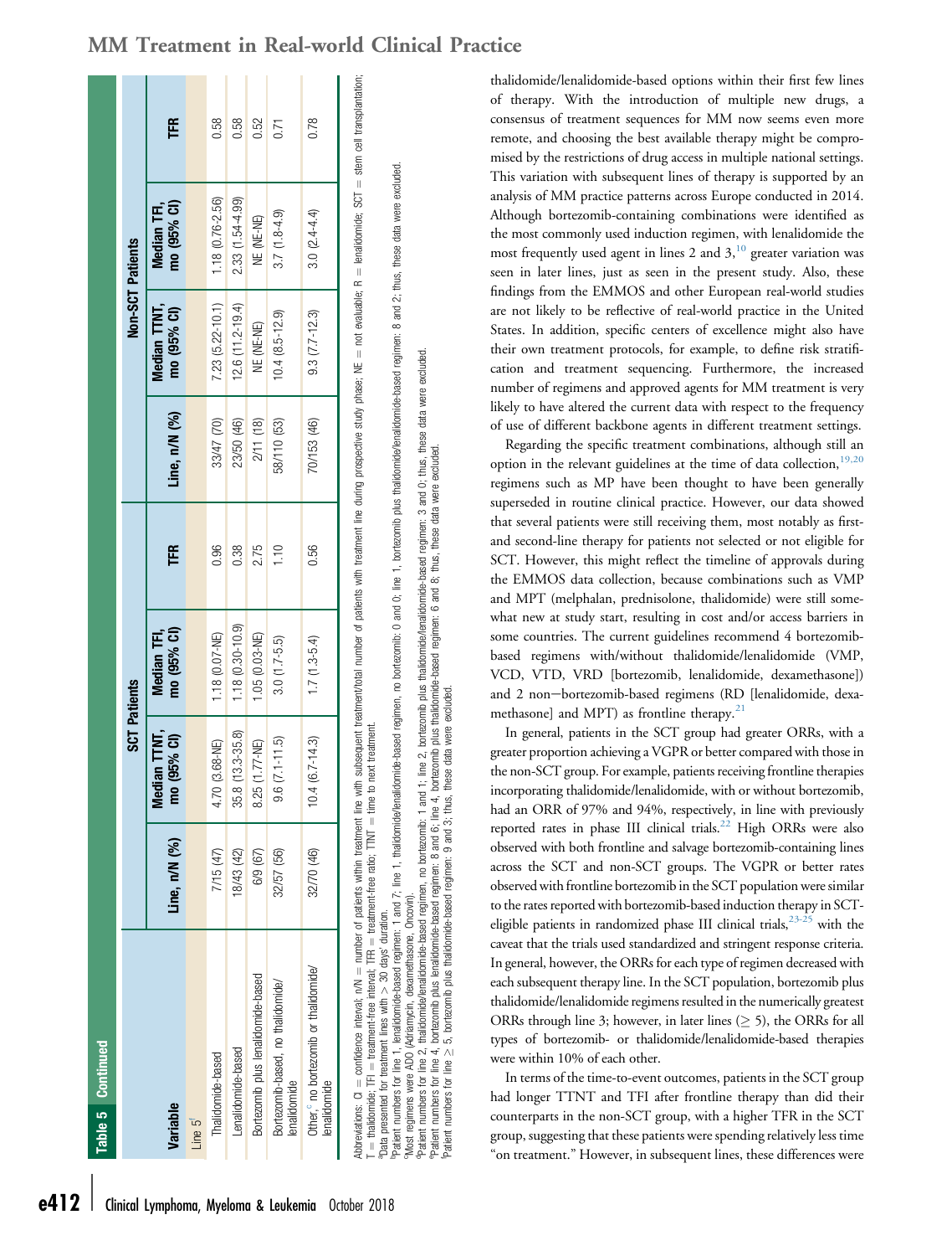**Table 5 Continued**

| Variable | SCT Patients | | | | Non-SCT Patients | | | |
|---|---|---|---|---|---|---|---|---|
| | Line, n/N (%) | Median TTNT, mo (95% CI) | Median TFI, mo (95% CI) | TFR | Line, n/N (%) | Median TTNT, mo (95% CI) | Median TFI, mo (95% CI) | TFR |
| Line 5[f] | | | | | | | | |
| Thalidomide-based | 7/15 (47) | 4.70 (3.68-NE) | 1.18 (0.07-NE) | 0.96 | 33/47 (70) | 7.23 (5.22-10.1) | 1.18 (0.76-2.56) | 0.58 |
| Lenalidomide-based | 18/43 (42) | 35.8 (13.3-35.8) | 1.18 (0.30-10.9) | 0.38 | 23/50 (46) | 12.6 (11.2-19.4) | 2.33 (1.54-4.99) | 0.58 |
| Bortezomib plus lenalidomide-based | 6/9 (67) | 8.25 (1.77-NE) | 1.05 (0.03-NE) | 2.75 | 2/11 (18) | NE (NE-NE) | NE (NE-NE) | 0.52 |
| Bortezomib-based, no thalidomide/ lenalidomide | 32/57 (56) | 9.6 (7.1-11.5) | 3.0 (1.7-5.5) | 1.10 | 58/110 (53) | 10.4 (8.5-12.9) | 3.7 (1.8-4.9) | 0.71 |
| Other,[c] no bortezomib or thalidomide/ lenalidomide | 32/70 (46) | 10.4 (6.7-14.3) | 1.7 (1.3-5.4) | 0.56 | 70/153 (46) | 9.3 (7.7-12.3) | 3.0 (2.4-4.4) | 0.78 |

Abbreviations: CI = confidence interval; n/N = number of patients within treatment line with subsequent treatment/total number of patients with treatment line during prospective study phase; NE = not evaluable; R = lenalidomide; SCT = stem cell transplantation; T = thalidomide; TFI = treatment-free interval; TFR = treatment-free ratio; TTNT = time to next treatment.
[a]Data presented for treatment lines with > 30 days' duration.
[b]Patient numbers for line 1, lenalidomide-based regimen: 1 and 7; line 1, thalidomide/lenalidomide-based regimen, no bortezomib: 0 and 0; line 1, bortezomib plus thalidomide/lenalidomide-based regimen: 8 and 2; thus, these data were excluded.
[c]Most regimens were ADO (Adriamycin, dexamethasone, Oncovin).
[d]Patient numbers for line 2, thalidomide/lenalidomide-based regimen, no bortezomib: 1 and 1; line 2, bortezomib plus thalidomide/lenalidomide-based regimen: 3 and 0; thus, these data were excluded.
[e]Patient numbers for line 4, bortezomib plus lenalidomide-based regimen: 8 and 6; line 4, bortezomib plus thalidomide-based regimen: 6 and 8; thus, these data were excluded.
[f]Patient numbers for line ≥ 5, bortezomib plus thalidomide-based regimen: 9 and 3; thus, these data were excluded.

thalidomide/lenalidomide-based options within their first few lines of therapy. With the introduction of multiple new drugs, a consensus of treatment sequences for MM now seems even more remote, and choosing the best available therapy might be compromised by the restrictions of drug access in multiple national settings. This variation with subsequent lines of therapy is supported by an analysis of MM practice patterns across Europe conducted in 2014. Although bortezomib-containing combinations were identified as the most commonly used induction regimen, with lenalidomide the most frequently used agent in lines 2 and 3,[10] greater variation was seen in later lines, just as seen in the present study. Also, these findings from the EMMOS and other European real-world studies are not likely to be reflective of real-world practice in the United States. In addition, specific centers of excellence might also have their own treatment protocols, for example, to define risk stratification and treatment sequencing. Furthermore, the increased number of regimens and approved agents for MM treatment is very likely to have altered the current data with respect to the frequency of use of different backbone agents in different treatment settings.

Regarding the specific treatment combinations, although still an option in the relevant guidelines at the time of data collection,[19,20] regimens such as MP have been thought to have been generally superseded in routine clinical practice. However, our data showed that several patients were still receiving them, most notably as first- and second-line therapy for patients not selected or not eligible for SCT. However, this might reflect the timeline of approvals during the EMMOS data collection, because combinations such as VMP and MPT (melphalan, prednisolone, thalidomide) were still somewhat new at study start, resulting in cost and/or access barriers in some countries. The current guidelines recommend 4 bortezomib-based regimens with/without thalidomide/lenalidomide (VMP, VCD, VTD, VRD [bortezomib, lenalidomide, dexamethasone]) and 2 non−bortezomib-based regimens (RD [lenalidomide, dexamethasone] and MPT) as frontline therapy.[21]

In general, patients in the SCT group had greater ORRs, with a greater proportion achieving a VGPR or better compared with those in the non-SCT group. For example, patients receiving frontline therapies incorporating thalidomide/lenalidomide, with or without bortezomib, had an ORR of 97% and 94%, respectively, in line with previously reported rates in phase III clinical trials.[22] High ORRs were also observed with both frontline and salvage bortezomib-containing lines across the SCT and non-SCT groups. The VGPR or better rates observed with frontline bortezomib in the SCT population were similar to the rates reported with bortezomib-based induction therapy in SCT-eligible patients in randomized phase III clinical trials,[23-25] with the caveat that the trials used standardized and stringent response criteria. In general, however, the ORRs for each type of regimen decreased with each subsequent therapy line. In the SCT population, bortezomib plus thalidomide/lenalidomide regimens resulted in the numerically greatest ORRs through line 3; however, in later lines (≥ 5), the ORRs for all types of bortezomib- or thalidomide/lenalidomide-based therapies were within 10% of each other.

In terms of the time-to-event outcomes, patients in the SCT group had longer TTNT and TFI after frontline therapy than did their counterparts in the non-SCT group, with a higher TFR in the SCT group, suggesting that these patients were spending relatively less time "on treatment." However, in subsequent lines, these differences were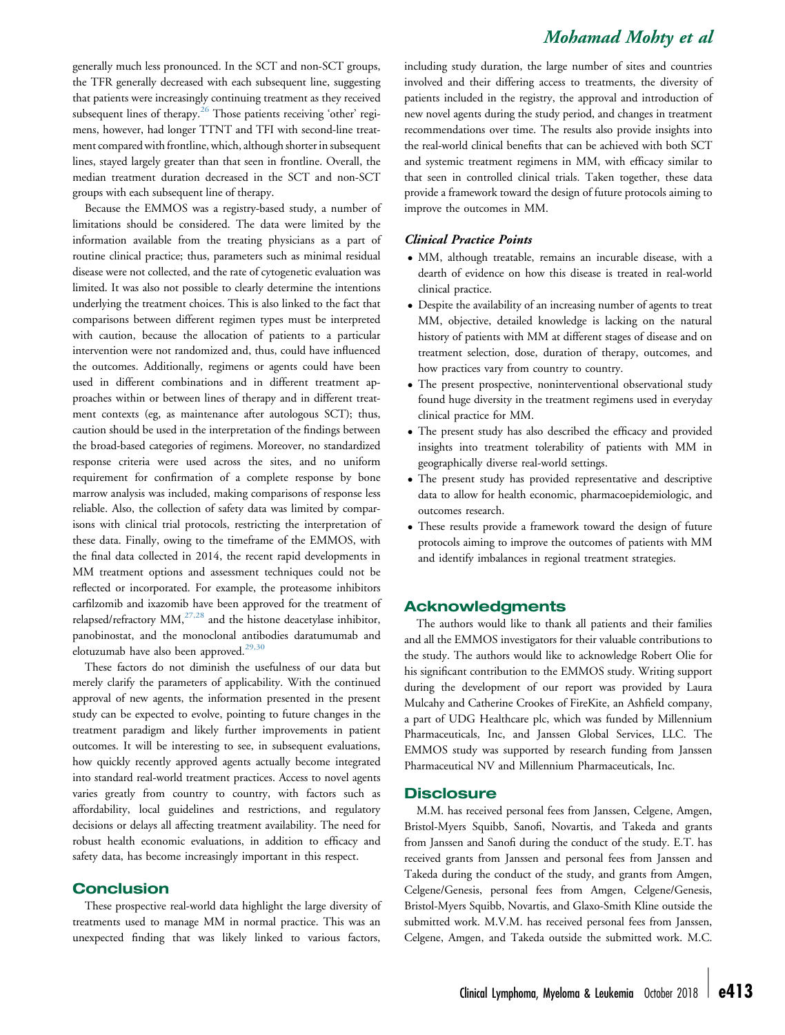generally much less pronounced. In the SCT and non-SCT groups, the TFR generally decreased with each subsequent line, suggesting that patients were increasingly continuing treatment as they received subsequent lines of therapy.[26] Those patients receiving 'other' regimens, however, had longer TTNT and TFI with second-line treatment compared with frontline, which, although shorter in subsequent lines, stayed largely greater than that seen in frontline. Overall, the median treatment duration decreased in the SCT and non-SCT groups with each subsequent line of therapy.

Because the EMMOS was a registry-based study, a number of limitations should be considered. The data were limited by the information available from the treating physicians as a part of routine clinical practice; thus, parameters such as minimal residual disease were not collected, and the rate of cytogenetic evaluation was limited. It was also not possible to clearly determine the intentions underlying the treatment choices. This is also linked to the fact that comparisons between different regimen types must be interpreted with caution, because the allocation of patients to a particular intervention were not randomized and, thus, could have influenced the outcomes. Additionally, regimens or agents could have been used in different combinations and in different treatment approaches within or between lines of therapy and in different treatment contexts (eg, as maintenance after autologous SCT); thus, caution should be used in the interpretation of the findings between the broad-based categories of regimens. Moreover, no standardized response criteria were used across the sites, and no uniform requirement for confirmation of a complete response by bone marrow analysis was included, making comparisons of response less reliable. Also, the collection of safety data was limited by comparisons with clinical trial protocols, restricting the interpretation of these data. Finally, owing to the timeframe of the EMMOS, with the final data collected in 2014, the recent rapid developments in MM treatment options and assessment techniques could not be reflected or incorporated. For example, the proteasome inhibitors carfilzomib and ixazomib have been approved for the treatment of relapsed/refractory MM,[27,28] and the histone deacetylase inhibitor, panobinostat, and the monoclonal antibodies daratumumab and elotuzumab have also been approved.[29,30]

These factors do not diminish the usefulness of our data but merely clarify the parameters of applicability. With the continued approval of new agents, the information presented in the present study can be expected to evolve, pointing to future changes in the treatment paradigm and likely further improvements in patient outcomes. It will be interesting to see, in subsequent evaluations, how quickly recently approved agents actually become integrated into standard real-world treatment practices. Access to novel agents varies greatly from country to country, with factors such as affordability, local guidelines and restrictions, and regulatory decisions or delays all affecting treatment availability. The need for robust health economic evaluations, in addition to efficacy and safety data, has become increasingly important in this respect.

## Conclusion

These prospective real-world data highlight the large diversity of treatments used to manage MM in normal practice. This was an unexpected finding that was likely linked to various factors, including study duration, the large number of sites and countries involved and their differing access to treatments, the diversity of patients included in the registry, the approval and introduction of new novel agents during the study period, and changes in treatment recommendations over time. The results also provide insights into the real-world clinical benefits that can be achieved with both SCT and systemic treatment regimens in MM, with efficacy similar to that seen in controlled clinical trials. Taken together, these data provide a framework toward the design of future protocols aiming to improve the outcomes in MM.

### *Clinical Practice Points*

- MM, although treatable, remains an incurable disease, with a dearth of evidence on how this disease is treated in real-world clinical practice.
- Despite the availability of an increasing number of agents to treat MM, objective, detailed knowledge is lacking on the natural history of patients with MM at different stages of disease and on treatment selection, dose, duration of therapy, outcomes, and how practices vary from country to country.
- The present prospective, noninterventional observational study found huge diversity in the treatment regimens used in everyday clinical practice for MM.
- The present study has also described the efficacy and provided insights into treatment tolerability of patients with MM in geographically diverse real-world settings.
- The present study has provided representative and descriptive data to allow for health economic, pharmacoepidemiologic, and outcomes research.
- These results provide a framework toward the design of future protocols aiming to improve the outcomes of patients with MM and identify imbalances in regional treatment strategies.

## Acknowledgments

The authors would like to thank all patients and their families and all the EMMOS investigators for their valuable contributions to the study. The authors would like to acknowledge Robert Olie for his significant contribution to the EMMOS study. Writing support during the development of our report was provided by Laura Mulcahy and Catherine Crookes of FireKite, an Ashfield company, a part of UDG Healthcare plc, which was funded by Millennium Pharmaceuticals, Inc, and Janssen Global Services, LLC. The EMMOS study was supported by research funding from Janssen Pharmaceutical NV and Millennium Pharmaceuticals, Inc.

## Disclosure

M.M. has received personal fees from Janssen, Celgene, Amgen, Bristol-Myers Squibb, Sanofi, Novartis, and Takeda and grants from Janssen and Sanofi during the conduct of the study. E.T. has received grants from Janssen and personal fees from Janssen and Takeda during the conduct of the study, and grants from Amgen, Celgene/Genesis, personal fees from Amgen, Celgene/Genesis, Bristol-Myers Squibb, Novartis, and Glaxo-Smith Kline outside the submitted work. M.V.M. has received personal fees from Janssen, Celgene, Amgen, and Takeda outside the submitted work. M.C.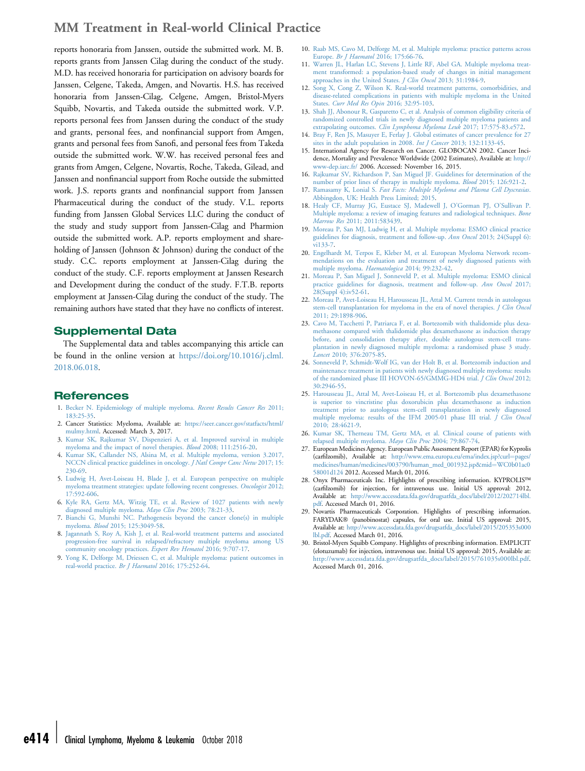reports honoraria from Janssen, outside the submitted work. M. B. reports grants from Janssen Cilag during the conduct of the study. M.D. has received honoraria for participation on advisory boards for Janssen, Celgene, Takeda, Amgen, and Novartis. H.S. has received honoraria from Janssen-Cilag, Celgene, Amgen, Bristol-Myers Squibb, Novartis, and Takeda outside the submitted work. V.P. reports personal fees from Janssen during the conduct of the study and grants, personal fees, and nonfinancial support from Amgen, grants and personal fees from Sanofi, and personal fees from Takeda outside the submitted work. W.W. has received personal fees and grants from Amgen, Celgene, Novartis, Roche, Takeda, Gilead, and Janssen and nonfinancial support from Roche outside the submitted work. J.S. reports grants and nonfinancial support from Janssen Pharmaceutical during the conduct of the study. V.L. reports funding from Janssen Global Services LLC during the conduct of the study and study support from Janssen-Cilag and Pharmion outside the submitted work. A.P. reports employment and shareholding of Janssen (Johnson & Johnson) during the conduct of the study. C.C. reports employment at Janssen-Cilag during the conduct of the study. C.F. reports employment at Janssen Research and Development during the conduct of the study. F.T.B. reports employment at Janssen-Cilag during the conduct of the study. The remaining authors have stated that they have no conflicts of interest.

## Supplemental Data

The Supplemental data and tables accompanying this article can be found in the online version at https://doi.org/10.1016/j.clml.2018.06.018.

## References

1. Becker N. Epidemiology of multiple myeloma. *Recent Results Cancer Res* 2011; 183:25-35.
2. Cancer Statistics: Myeloma, Available at: https://seer.cancer.gov/statfacts/html/mulmy.html. Accessed: March 3, 2017.
3. Kumar SK, Rajkumar SV, Dispenzieri A, et al. Improved survival in multiple myeloma and the impact of novel therapies. *Blood* 2008; 111:2516-20.
4. Kumar SK, Callander NS, Alsina M, et al. Multiple myeloma, version 3.2017, NCCN clinical practice guidelines in oncology. *J Natl Compr Canc Netw* 2017; 15:230-69.
5. Ludwig H, Avet-Loiseau H, Blade J, et al. European perspective on multiple myeloma treatment strategies: update following recent congresses. *Oncologist* 2012; 17:592-606.
6. Kyle RA, Gertz MA, Witzig TE, et al. Review of 1027 patients with newly diagnosed multiple myeloma. *Mayo Clin Proc* 2003; 78:21-33.
7. Bianchi G, Munshi NC. Pathogenesis beyond the cancer clone(s) in multiple myeloma. *Blood* 2015; 125:3049-58.
8. Jagannath S, Roy A, Kish J, et al. Real-world treatment patterns and associated progression-free survival in relapsed/refractory multiple myeloma among US community oncology practices. *Expert Rev Hematol* 2016; 9:707-17.
9. Yong K, Delforge M, Driessen C, et al. Multiple myeloma: patient outcomes in real-world practice. *Br J Haematol* 2016; 175:252-64.
10. Raab MS, Cavo M, Delforge M, et al. Multiple myeloma: practice patterns across Europe. *Br J Haematol* 2016; 175:66-76.
11. Warren JL, Harlan LC, Stevens J, Little RF, Abel GA. Multiple myeloma treatment transformed: a population-based study of changes in initial management approaches in the United States. *J Clin Oncol* 2013; 31:1984-9.
12. Song X, Cong Z, Wilson K. Real-world treatment patterns, comorbidities, and disease-related complications in patients with multiple myeloma in the United States. *Curr Med Res Opin* 2016; 32:95-103.
13. Shah JJ, Abonour R, Gasparetto C, et al. Analysis of common eligibility criteria of randomized controlled trials in newly diagnosed multiple myeloma patients and extrapolating outcomes. *Clin Lymphoma Myeloma Leuk* 2017; 17:575-83.e572.
14. Bray F, Ren JS, Masuyer E, Ferlay J. Global estimates of cancer prevalence for 27 sites in the adult population in 2008. *Int J Cancer* 2013; 132:1133-45.
15. International Agency for Research on Cancer. GLOBOCAN 2002. Cancer Incidence, Mortality and Prevalence Worldwide (2002 Estimates), Available at: http://www-dep.iarc.fr/ 2006. Accessed: November 16, 2015.
16. Rajkumar SV, Richardson P, San Miguel JF. Guidelines for determination of the number of prior lines of therapy in multiple myeloma. *Blood* 2015; 126:921-2.
17. Ramasamy K, Lonial S. *Fast Facts: Multiple Myeloma and Plasma Cell Dyscrasias*. Abbingdon, UK: Health Press Limited; 2015.
18. Healy CF, Murray JG, Eustace SJ, Madewell J, O'Gorman PJ, O'Sullivan P. Multiple myeloma: a review of imaging features and radiological techniques. *Bone Marrow Res* 2011; 2011:583439.
19. Moreau P, San MJ, Ludwig H, et al. Multiple myeloma: ESMO clinical practice guidelines for diagnosis, treatment and follow-up. *Ann Oncol* 2013; 24(Suppl 6):vi133-7.
20. Engelhardt M, Terpos E, Kleber M, et al. European Myeloma Network recommendations on the evaluation and treatment of newly diagnosed patients with multiple myeloma. *Haematologica* 2014; 99:232-42.
21. Moreau P, San Miguel J, Sonneveld P, et al. Multiple myeloma: ESMO clinical practice guidelines for diagnosis, treatment and follow-up. *Ann Oncol* 2017; 28(Suppl 4):iv52-61.
22. Moreau P, Avet-Loiseau H, Harousseau JL, Attal M. Current trends in autologous stem-cell transplantation for myeloma in the era of novel therapies. *J Clin Oncol* 2011; 29:1898-906.
23. Cavo M, Tacchetti P, Patriarca F, et al. Bortezomib with thalidomide plus dexamethasone compared with thalidomide plus dexamethasone as induction therapy before, and consolidation therapy after, double autologous stem-cell transplantation in newly diagnosed multiple myeloma: a randomised phase 3 study. *Lancet* 2010; 376:2075-85.
24. Sonneveld P, Schmidt-Wolf IG, van der Holt B, et al. Bortezomib induction and maintenance treatment in patients with newly diagnosed multiple myeloma: results of the randomized phase III HOVON-65/GMMG-HD4 trial. *J Clin Oncol* 2012; 30:2946-55.
25. Harousseau JL, Attal M, Avet-Loiseau H, et al. Bortezomib plus dexamethasone is superior to vincristine plus doxorubicin plus dexamethasone as induction treatment prior to autologous stem-cell transplantation in newly diagnosed multiple myeloma: results of the IFM 2005-01 phase III trial. *J Clin Oncol* 2010; 28:4621-9.
26. Kumar SK, Therneau TM, Gertz MA, et al. Clinical course of patients with relapsed multiple myeloma. *Mayo Clin Proc* 2004; 79:867-74.
27. European Medicines Agency. European Public Assessment Report (EPAR) for Kyprolis (carfilzomib), Available at: http://www.ema.europa.eu/ema/index.jsp?curl=pages/medicines/human/medicines/003790/human_med_001932.jsp&mid=WC0b01ac058001d124 2012. Accessed March 01, 2016.
28. Onyx Pharmaceuticals Inc. Highlights of prescribing information. KYPROLIS™ (carfilzomib) for injection, for intravenous use. Initial US approval: 2012, Available at: http://www.accessdata.fda.gov/drugsatfda_docs/label/2012/202714lbl.pdf. Accessed March 01, 2016.
29. Novartis Pharmaceuticals Corporation. Highlights of prescribing information. FARYDAK® (panobinostat) capsules, for oral use. Initial US approval: 2015, Available at: http://www.accessdata.fda.gov/drugsatfda_docs/label/2015/205353s000lbl.pdf. Accessed March 01, 2016.
30. Bristol-Myers Squibb Company. Highlights of prescribing information. EMPLICIT (elotuzumab) for injection, intravenous use. Initial US approval: 2015, Available at: http://www.accessdata.fda.gov/drugsatfda_docs/label/2015/761035s000lbl.pdf. Accessed March 01, 2016.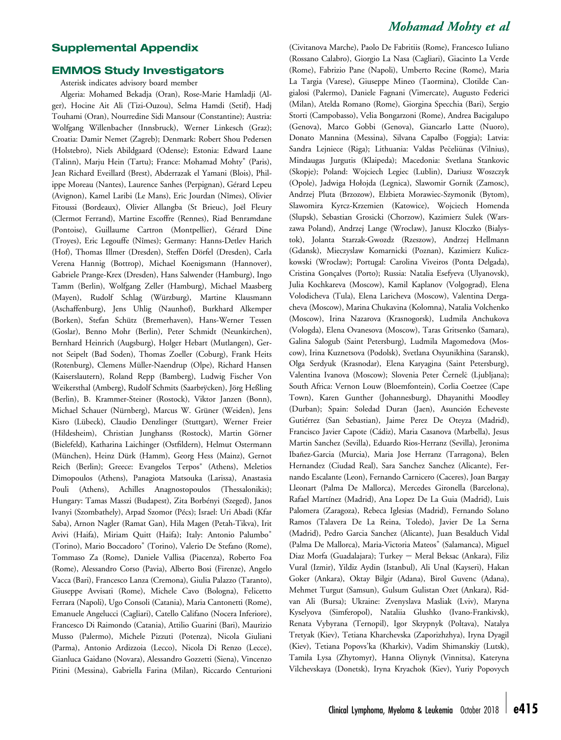## Supplemental Appendix

## EMMOS Study Investigators

Asterisk indicates advisory board member

Algeria: Mohamed Bekadja (Oran), Rose-Marie Hamladji (Alger), Hocine Ait Ali (Tizi-Ouzou), Selma Hamdi (Setif), Hadj Touhami (Oran), Nourredine Sidi Mansour (Constantine); Austria: Wolfgang Willenbacher (Innsbruck), Werner Linkesch (Graz); Croatia: Damir Nemet (Zagreb); Denmark: Robert Shou Pedersen (Holstebro), Niels Abildgaard (Odense); Estonia: Edward Laane (Talinn), Marju Hein (Tartu); France: Mohamad Mohty* (Paris), Jean Richard Eveillard (Brest), Abderrazak el Yamani (Blois), Philippe Moreau (Nantes), Laurence Sanhes (Perpignan), Gérard Lepeu (Avignon), Kamel Laribi (Le Mans), Eric Jourdan (Nîmes), Olivier Fitoussi (Bordeaux), Olivier Allangba (St Brieuc), Joël Fleury (Clermot Ferrand), Martine Escoffre (Rennes), Riad Benramdane (Pontoise), Guillaume Cartron (Montpellier), Gérard Dine (Troyes), Eric Legouffe (Nîmes); Germany: Hanns-Detlev Harich (Hof), Thomas Illmer (Dresden), Steffen Dörfel (Dresden), Carla Verena Hannig (Bottrop), Michael Koenigsmann (Hannover), Gabriele Prange-Krex (Dresden), Hans Salwender (Hamburg), Ingo Tamm (Berlin), Wolfgang Zeller (Hamburg), Michael Maasberg (Mayen), Rudolf Schlag (Würzburg), Martine Klausmann (Aschaffenburg), Jens Uhlig (Naunhof), Burkhard Alkemper (Borken), Stefan Schütz (Bremerhaven), Hans-Werner Tessen (Goslar), Benno Mohr (Berlin), Peter Schmidt (Neunkirchen), Bernhard Heinrich (Augsburg), Holger Hebart (Mutlangen), Gernot Seipelt (Bad Soden), Thomas Zoeller (Coburg), Frank Heits (Rotenburg), Clemens Müller-Naendrup (Olpe), Richard Hansen (Kaiserslautern), Roland Repp (Bamberg), Ludwig Fischer Von Weikersthal (Amberg), Rudolf Schmits (Saarbrÿcken), Jörg Heßling (Berlin), B. Krammer-Steiner (Rostock), Viktor Janzen (Bonn), Michael Schauer (Nürnberg), Marcus W. Grüner (Weiden), Jens Kisro (Lübeck), Claudio Denzlinger (Stuttgart), Werner Freier (Hildesheim), Christian Junghanss (Rostock), Martin Görner (Bielefeld), Katharina Laichinger (Ostfildern), Helmut Ostermann (München), Heinz Dürk (Hamm), Georg Hess (Mainz), Gernot Reich (Berlin); Greece: Evangelos Terpos* (Athens), Meletios Dimopoulos (Athens), Panagiota Matsouka (Larissa), Anastasia Pouli (Athens), Achilles Anagnostopoulos (Thessalonikis); Hungary: Tamas Masszi (Budapest), Zita Borbényi (Szeged), Janos Ivanyi (Szombathely), Arpad Szomor (Pécs); Israel: Uri Abadi (Kfar Saba), Arnon Nagler (Ramat Gan), Hila Magen (Petah-Tikva), Irit Avivi (Haifa), Miriam Quitt (Haifa); Italy: Antonio Palumbo* (Torino), Mario Boccadoro* (Torino), Valerio De Stefano (Rome), Tommaso Za (Rome), Daniele Vallisa (Piacenza), Roberto Foa (Rome), Alessandro Corso (Pavia), Alberto Bosi (Firenze), Angelo Vacca (Bari), Francesco Lanza (Cremona), Giulia Palazzo (Taranto), Giuseppe Avvisati (Rome), Michele Cavo (Bologna), Felicetto Ferrara (Napoli), Ugo Consoli (Catania), Maria Cantonetti (Rome), Emanuele Angelucci (Cagliari), Catello Califano (Nocera Inferiore), Francesco Di Raimondo (Catania), Attilio Guarini (Bari), Maurizio Musso (Palermo), Michele Pizzuti (Potenza), Nicola Giuliani (Parma), Antonio Ardizzoia (Lecco), Nicola Di Renzo (Lecce), Gianluca Gaidano (Novara), Alessandro Gozzetti (Siena), Vincenzo Pitini (Messina), Gabriella Farina (Milan), Riccardo Centurioni (Civitanova Marche), Paolo De Fabritiis (Rome), Francesco Iuliano (Rossano Calabro), Giorgio La Nasa (Cagliari), Giacinto La Verde (Rome), Fabrizio Pane (Napoli), Umberto Recine (Rome), Maria La Targia (Varese), Giuseppe Mineo (Taormina), Clotilde Cangialosi (Palermo), Daniele Fagnani (Vimercate), Augusto Federici (Milan), Atelda Romano (Rome), Giorgina Specchia (Bari), Sergio Storti (Campobasso), Velia Bongarzoni (Rome), Andrea Bacigalupo (Genova), Marco Gobbi (Genova), Giancarlo Latte (Nuoro), Donato Mannina (Messina), Silvana Capalbo (Foggia); Latvia: Sandra Lejniece (Riga); Lithuania: Valdas Pečeliūnas (Vilnius), Mindaugas Jurgutis (Klaipeda); Macedonia: Svetlana Stankovic (Skopje); Poland: Wojciech Legiec (Lublin), Dariusz Woszczyk (Opole), Jadwiga Hołojda (Legnica), Slawomir Gornik (Zamosc), Andrzej Pluta (Brzozow), Elzbieta Morawiec-Szymonik (Bytom), Slawomira Kyrcz-Krzemien (Katowice), Wojciech Homenda (Slupsk), Sebastian Grosicki (Chorzow), Kazimierz Sulek (Warszawa Poland), Andrzej Lange (Wroclaw), Janusz Kloczko (Bialystok), Jolanta Starzak-Gwozdz (Rzeszow), Andrzej Hellmann (Gdansk), Mieczyslaw Komarnicki (Poznan), Kazimierz Kuliczkowski (Wroclaw); Portugal: Carolina Viveiros (Ponta Delgada), Cristina Gonçalves (Porto); Russia: Natalia Esefyeva (Ulyanovsk), Julia Kochkareva (Moscow), Kamil Kaplanov (Volgograd), Elena Volodicheva (Tula), Elena Laricheva (Moscow), Valentina Dergacheva (Moscow), Marina Chukavina (Kolomna), Natalia Volchenko (Moscow), Irina Nazarova (Krasnogorsk), Ludmila Anchukova (Vologda), Elena Ovanesova (Moscow), Taras Gritsenko (Samara), Galina Salogub (Saint Petersburg), Ludmila Magomedova (Moscow), Irina Kuznetsova (Podolsk), Svetlana Osyunikhina (Saransk), Olga Serdyuk (Krasnodar), Elena Karyagina (Saint Petersburg), Valentina Ivanova (Moscow); Slovenia Peter Černelč (Ljubljana); South Africa: Vernon Louw (Bloemfontein), Corlia Coetzee (Cape Town), Karen Gunther (Johannesburg), Dhayanithi Moodley (Durban); Spain: Soledad Duran (Jaen), Asunción Echeveste Gutiérrez (San Sebastian), Jaime Perez De Oteyza (Madrid), Francisco Javier Capote (Cádiz), Maria Casanova (Marbella), Jesus Martin Sanchez (Sevilla), Eduardo Rios-Herranz (Sevilla), Jeronima Ibañez-Garcia (Murcia), Maria Jose Herranz (Tarragona), Belen Hernandez (Ciudad Real), Sara Sanchez Sanchez (Alicante), Fernando Escalante (Leon), Fernando Carnicero (Caceres), Joan Bargay Lleonart (Palma De Mallorca), Mercedes Gironella (Barcelona), Rafael Martínez (Madrid), Ana Lopez De La Guia (Madrid), Luis Palomera (Zaragoza), Rebeca Iglesias (Madrid), Fernando Solano Ramos (Talavera De La Reina, Toledo), Javier De La Serna (Madrid), Pedro Garcia Sanchez (Alicante), Juan Besalduch Vidal (Palma De Mallorca), Maria-Victoria Mateos* (Salamanca), Miguel Diaz Morfa (Guadalajara); Turkey — Meral Beksac (Ankara), Filiz Vural (Izmir), Yildiz Aydin (Istanbul), Ali Unal (Kayseri), Hakan Goker (Ankara), Oktay Bilgir (Adana), Birol Guvenc (Adana), Mehmet Turgut (Samsun), Gulsum Gulistan Ozet (Ankara), Ridvan Ali (Bursa); Ukraine: Zvenyslava Masliak (Lviv), Maryna Kyselyova (Simferopol), Nataliia Glushko (Ivano-Frankivsk), Renata Vybyrana (Ternopil), Igor Skrypnyk (Poltava), Natalya Tretyak (Kiev), Tetiana Kharchevska (Zaporizhzhya), Iryna Dyagil (Kiev), Tetiana Popovs'ka (Kharkiv), Vadim Shimanskiy (Lutsk), Tamila Lysa (Zhytomyr), Hanna Oliynyk (Vinnitsa), Kateryna Vilchevskaya (Donetsk), Iryna Kryachok (Kiev), Yuriy Popovych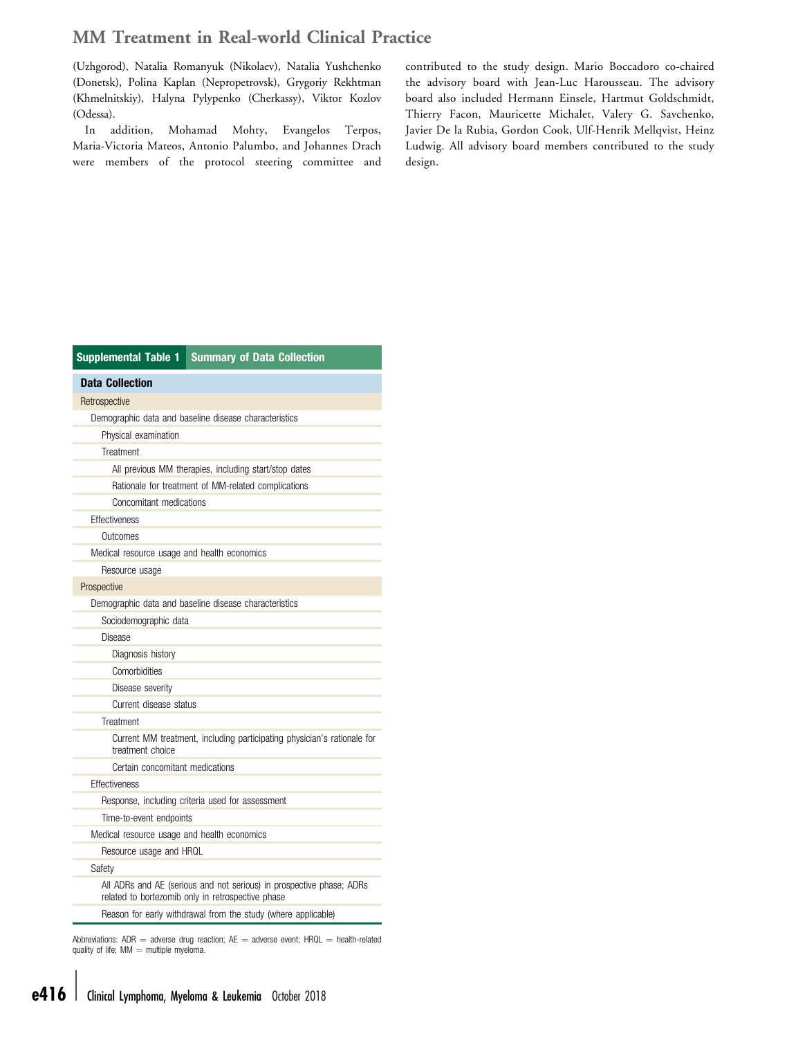(Uzhgorod), Natalia Romanyuk (Nikolaev), Natalia Yushchenko (Donetsk), Polina Kaplan (Nepropetrovsk), Grygoriy Rekhtman (Khmelnitskiy), Halyna Pylypenko (Cherkassy), Viktor Kozlov (Odessa).

In addition, Mohamad Mohty, Evangelos Terpos, Maria-Victoria Mateos, Antonio Palumbo, and Johannes Drach were members of the protocol steering committee and contributed to the study design. Mario Boccadoro co-chaired the advisory board with Jean-Luc Harousseau. The advisory board also included Hermann Einsele, Hartmut Goldschmidt, Thierry Facon, Mauricette Michalet, Valery G. Savchenko, Javier De la Rubia, Gordon Cook, Ulf-Henrik Mellqvist, Heinz Ludwig. All advisory board members contributed to the study design.

**Supplemental Table 1 Summary of Data Collection**

| Data Collection |
|---|
| **Retrospective** |
| Demographic data and baseline disease characteristics |
| Physical examination |
| Treatment |
| All previous MM therapies, including start/stop dates |
| Rationale for treatment of MM-related complications |
| Concomitant medications |
| Effectiveness |
| Outcomes |
| Medical resource usage and health economics |
| Resource usage |
| **Prospective** |
| Demographic data and baseline disease characteristics |
| Sociodemographic data |
| Disease |
| Diagnosis history |
| Comorbidities |
| Disease severity |
| Current disease status |
| Treatment |
| Current MM treatment, including participating physician's rationale for treatment choice |
| Certain concomitant medications |
| Effectiveness |
| Response, including criteria used for assessment |
| Time-to-event endpoints |
| Medical resource usage and health economics |
| Resource usage and HRQL |
| Safety |
| All ADRs and AE (serious and not serious) in prospective phase; ADRs related to bortezomib only in retrospective phase |
| Reason for early withdrawal from the study (where applicable) |

Abbreviations: ADR = adverse drug reaction; AE = adverse event; HRQL = health-related quality of life; MM = multiple myeloma.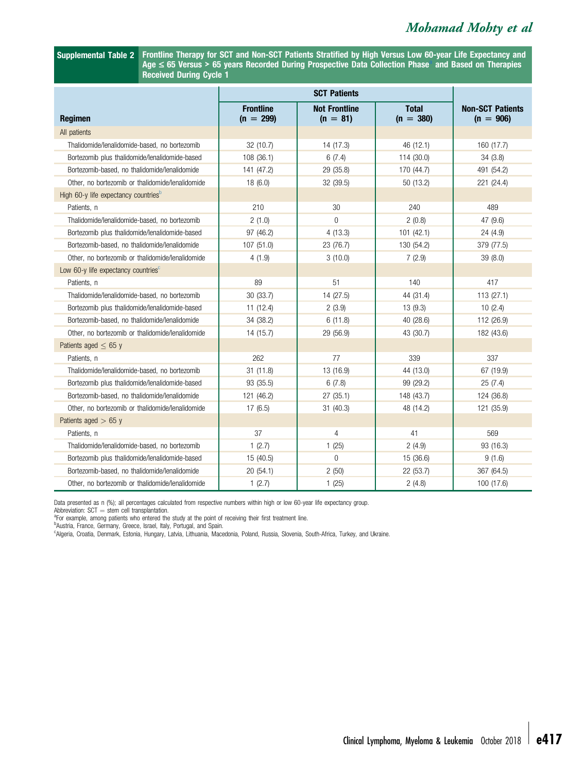**Supplemental Table 2** Frontline Therapy for SCT and Non-SCT Patients Stratified by High Versus Low 60-year Life Expectancy and Age ≤ 65 Versus > 65 years Recorded During Prospective Data Collection Phase[a] and Based on Therapies Received During Cycle 1

| Regimen | SCT Patients | | | Non-SCT Patients (n = 906) |
|---|---|---|---|---|
| | Frontline (n = 299) | Not Frontline (n = 81) | Total (n = 380) | |
| All patients | | | | |
| Thalidomide/lenalidomide-based, no bortezomib | 32 (10.7) | 14 (17.3) | 46 (12.1) | 160 (17.7) |
| Bortezomib plus thalidomide/lenalidomide-based | 108 (36.1) | 6 (7.4) | 114 (30.0) | 34 (3.8) |
| Bortezomib-based, no thalidomide/lenalidomide | 141 (47.2) | 29 (35.8) | 170 (44.7) | 491 (54.2) |
| Other, no bortezomib or thalidomide/lenalidomide | 18 (6.0) | 32 (39.5) | 50 (13.2) | 221 (24.4) |
| High 60-y life expectancy countries[b] | | | | |
| Patients, n | 210 | 30 | 240 | 489 |
| Thalidomide/lenalidomide-based, no bortezomib | 2 (1.0) | 0 | 2 (0.8) | 47 (9.6) |
| Bortezomib plus thalidomide/lenalidomide-based | 97 (46.2) | 4 (13.3) | 101 (42.1) | 24 (4.9) |
| Bortezomib-based, no thalidomide/lenalidomide | 107 (51.0) | 23 (76.7) | 130 (54.2) | 379 (77.5) |
| Other, no bortezomib or thalidomide/lenalidomide | 4 (1.9) | 3 (10.0) | 7 (2.9) | 39 (8.0) |
| Low 60-y life expectancy countries[c] | | | | |
| Patients, n | 89 | 51 | 140 | 417 |
| Thalidomide/lenalidomide-based, no bortezomib | 30 (33.7) | 14 (27.5) | 44 (31.4) | 113 (27.1) |
| Bortezomib plus thalidomide/lenalidomide-based | 11 (12.4) | 2 (3.9) | 13 (9.3) | 10 (2.4) |
| Bortezomib-based, no thalidomide/lenalidomide | 34 (38.2) | 6 (11.8) | 40 (28.6) | 112 (26.9) |
| Other, no bortezomib or thalidomide/lenalidomide | 14 (15.7) | 29 (56.9) | 43 (30.7) | 182 (43.6) |
| Patients aged ≤ 65 y | | | | |
| Patients, n | 262 | 77 | 339 | 337 |
| Thalidomide/lenalidomide-based, no bortezomib | 31 (11.8) | 13 (16.9) | 44 (13.0) | 67 (19.9) |
| Bortezomib plus thalidomide/lenalidomide-based | 93 (35.5) | 6 (7.8) | 99 (29.2) | 25 (7.4) |
| Bortezomib-based, no thalidomide/lenalidomide | 121 (46.2) | 27 (35.1) | 148 (43.7) | 124 (36.8) |
| Other, no bortezomib or thalidomide/lenalidomide | 17 (6.5) | 31 (40.3) | 48 (14.2) | 121 (35.9) |
| Patients aged > 65 y | | | | |
| Patients, n | 37 | 4 | 41 | 569 |
| Thalidomide/lenalidomide-based, no bortezomib | 1 (2.7) | 1 (25) | 2 (4.9) | 93 (16.3) |
| Bortezomib plus thalidomide/lenalidomide-based | 15 (40.5) | 0 | 15 (36.6) | 9 (1.6) |
| Bortezomib-based, no thalidomide/lenalidomide | 20 (54.1) | 2 (50) | 22 (53.7) | 367 (64.5) |
| Other, no bortezomib or thalidomide/lenalidomide | 1 (2.7) | 1 (25) | 2 (4.8) | 100 (17.6) |

Data presented as n (%); all percentages calculated from respective numbers within high or low 60-year life expectancy group.

Abbreviation: SCT = stem cell transplantation.

[a]For example, among patients who entered the study at the point of receiving their first treatment line.

[b]Austria, France, Germany, Greece, Israel, Italy, Portugal, and Spain.

[c]Algeria, Croatia, Denmark, Estonia, Hungary, Latvia, Lithuania, Macedonia, Poland, Russia, Slovenia, South-Africa, Turkey, and Ukraine.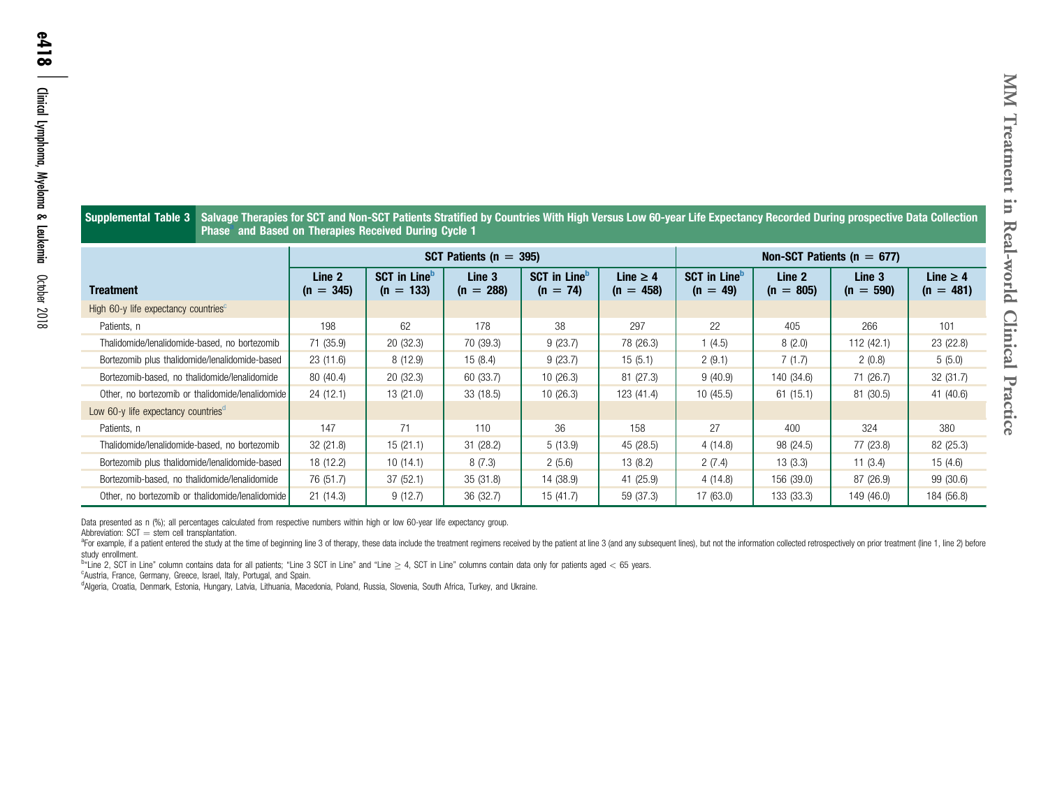**Supplemental Table 3** Salvage Therapies for SCT and Non-SCT Patients Stratified by Countries With High Versus Low 60-year Life Expectancy Recorded During prospective Data Collection Phase[a] and Based on Therapies Received During Cycle 1

| Treatment | SCT Patients (n = 395) | | | | | Non-SCT Patients (n = 677) | | | |
|---|---|---|---|---|---|---|---|---|---|
| | Line 2 (n = 345) | SCT in Line[b] (n = 133) | Line 3 (n = 288) | SCT in Line[b] (n = 74) | Line ≥ 4 (n = 458) | SCT in Line[b] (n = 49) | Line 2 (n = 805) | Line 3 (n = 590) | Line ≥ 4 (n = 481) |
| High 60-y life expectancy countries[c] | | | | | | | | | |
| Patients, n | 198 | 62 | 178 | 38 | 297 | 22 | 405 | 266 | 101 |
| Thalidomide/lenalidomide-based, no bortezomib | 71 (35.9) | 20 (32.3) | 70 (39.3) | 9 (23.7) | 78 (26.3) | 1 (4.5) | 8 (2.0) | 112 (42.1) | 23 (22.8) |
| Bortezomib plus thalidomide/lenalidomide-based | 23 (11.6) | 8 (12.9) | 15 (8.4) | 9 (23.7) | 15 (5.1) | 2 (9.1) | 7 (1.7) | 2 (0.8) | 5 (5.0) |
| Bortezomib-based, no thalidomide/lenalidomide | 80 (40.4) | 20 (32.3) | 60 (33.7) | 10 (26.3) | 81 (27.3) | 9 (40.9) | 140 (34.6) | 71 (26.7) | 32 (31.7) |
| Other, no bortezomib or thalidomide/lenalidomide | 24 (12.1) | 13 (21.0) | 33 (18.5) | 10 (26.3) | 123 (41.4) | 10 (45.5) | 61 (15.1) | 81 (30.5) | 41 (40.6) |
| Low 60-y life expectancy countries[d] | | | | | | | | | |
| Patients, n | 147 | 71 | 110 | 36 | 158 | 27 | 400 | 324 | 380 |
| Thalidomide/lenalidomide-based, no bortezomib | 32 (21.8) | 15 (21.1) | 31 (28.2) | 5 (13.9) | 45 (28.5) | 4 (14.8) | 98 (24.5) | 77 (23.8) | 82 (25.3) |
| Bortezomib plus thalidomide/lenalidomide-based | 18 (12.2) | 10 (14.1) | 8 (7.3) | 2 (5.6) | 13 (8.2) | 2 (7.4) | 13 (3.3) | 11 (3.4) | 15 (4.6) |
| Bortezomib-based, no thalidomide/lenalidomide | 76 (51.7) | 37 (52.1) | 35 (31.8) | 14 (38.9) | 41 (25.9) | 4 (14.8) | 156 (39.0) | 87 (26.9) | 99 (30.6) |
| Other, no bortezomib or thalidomide/lenalidomide | 21 (14.3) | 9 (12.7) | 36 (32.7) | 15 (41.7) | 59 (37.3) | 17 (63.0) | 133 (33.3) | 149 (46.0) | 184 (56.8) |

Data presented as n (%); all percentages calculated from respective numbers within high or low 60-year life expectancy group.

Abbreviation: SCT = stem cell transplantation.

[a]For example, if a patient entered the study at the time of beginning line 3 of therapy, these data include the treatment regimens received by the patient at line 3 (and any subsequent lines), but not the information collected retrospectively on prior treatment (line 1, line 2) before study enrollment.

[b]"Line 2, SCT in Line" column contains data for all patients; "Line 3 SCT in Line" and "Line ≥ 4, SCT in Line" columns contain data only for patients aged < 65 years.

[c]Austria, France, Germany, Greece, Israel, Italy, Portugal, and Spain.

[d]Algeria, Croatia, Denmark, Estonia, Hungary, Latvia, Lithuania, Macedonia, Poland, Russia, Slovenia, South Africa, Turkey, and Ukraine.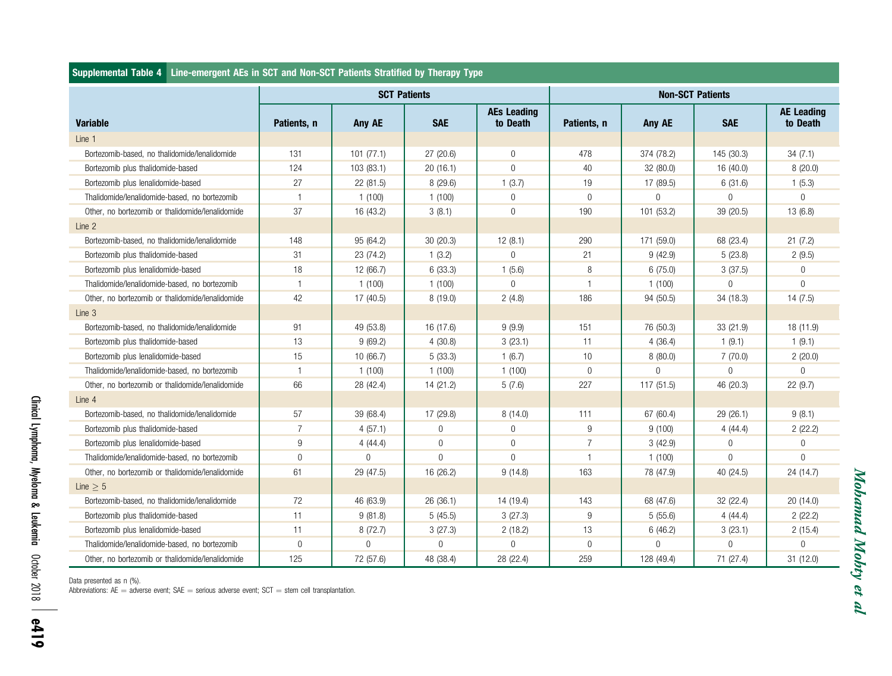**Supplemental Table 4 Line-emergent AEs in SCT and Non-SCT Patients Stratified by Therapy Type**

| | SCT Patients | | | | Non-SCT Patients | | | |
|---|---|---|---|---|---|---|---|---|
| Variable | Patients, n | Any AE | SAE | AEs Leading to Death | Patients, n | Any AE | SAE | AE Leading to Death |
| Line 1 | | | | | | | | |
| Bortezomib-based, no thalidomide/lenalidomide | 131 | 101 (77.1) | 27 (20.6) | 0 | 478 | 374 (78.2) | 145 (30.3) | 34 (7.1) |
| Bortezomib plus thalidomide-based | 124 | 103 (83.1) | 20 (16.1) | 0 | 40 | 32 (80.0) | 16 (40.0) | 8 (20.0) |
| Bortezomib plus lenalidomide-based | 27 | 22 (81.5) | 8 (29.6) | 1 (3.7) | 19 | 17 (89.5) | 6 (31.6) | 1 (5.3) |
| Thalidomide/lenalidomide-based, no bortezomib | 1 | 1 (100) | 1 (100) | 0 | 0 | 0 | 0 | 0 |
| Other, no bortezomib or thalidomide/lenalidomide | 37 | 16 (43.2) | 3 (8.1) | 0 | 190 | 101 (53.2) | 39 (20.5) | 13 (6.8) |
| Line 2 | | | | | | | | |
| Bortezomib-based, no thalidomide/lenalidomide | 148 | 95 (64.2) | 30 (20.3) | 12 (8.1) | 290 | 171 (59.0) | 68 (23.4) | 21 (7.2) |
| Bortezomib plus thalidomide-based | 31 | 23 (74.2) | 1 (3.2) | 0 | 21 | 9 (42.9) | 5 (23.8) | 2 (9.5) |
| Bortezomib plus lenalidomide-based | 18 | 12 (66.7) | 6 (33.3) | 1 (5.6) | 8 | 6 (75.0) | 3 (37.5) | 0 |
| Thalidomide/lenalidomide-based, no bortezomib | 1 | 1 (100) | 1 (100) | 0 | 1 | 1 (100) | 0 | 0 |
| Other, no bortezomib or thalidomide/lenalidomide | 42 | 17 (40.5) | 8 (19.0) | 2 (4.8) | 186 | 94 (50.5) | 34 (18.3) | 14 (7.5) |
| Line 3 | | | | | | | | |
| Bortezomib-based, no thalidomide/lenalidomide | 91 | 49 (53.8) | 16 (17.6) | 9 (9.9) | 151 | 76 (50.3) | 33 (21.9) | 18 (11.9) |
| Bortezomib plus thalidomide-based | 13 | 9 (69.2) | 4 (30.8) | 3 (23.1) | 11 | 4 (36.4) | 1 (9.1) | 1 (9.1) |
| Bortezomib plus lenalidomide-based | 15 | 10 (66.7) | 5 (33.3) | 1 (6.7) | 10 | 8 (80.0) | 7 (70.0) | 2 (20.0) |
| Thalidomide/lenalidomide-based, no bortezomib | 1 | 1 (100) | 1 (100) | 1 (100) | 0 | 0 | 0 | 0 |
| Other, no bortezomib or thalidomide/lenalidomide | 66 | 28 (42.4) | 14 (21.2) | 5 (7.6) | 227 | 117 (51.5) | 46 (20.3) | 22 (9.7) |
| Line 4 | | | | | | | | |
| Bortezomib-based, no thalidomide/lenalidomide | 57 | 39 (68.4) | 17 (29.8) | 8 (14.0) | 111 | 67 (60.4) | 29 (26.1) | 9 (8.1) |
| Bortezomib plus thalidomide-based | 7 | 4 (57.1) | 0 | 0 | 9 | 9 (100) | 4 (44.4) | 2 (22.2) |
| Bortezomib plus lenalidomide-based | 9 | 4 (44.4) | 0 | 0 | 7 | 3 (42.9) | 0 | 0 |
| Thalidomide/lenalidomide-based, no bortezomib | 0 | 0 | 0 | 0 | 1 | 1 (100) | 0 | 0 |
| Other, no bortezomib or thalidomide/lenalidomide | 61 | 29 (47.5) | 16 (26.2) | 9 (14.8) | 163 | 78 (47.9) | 40 (24.5) | 24 (14.7) |
| Line $\geq$ 5 | | | | | | | | |
| Bortezomib-based, no thalidomide/lenalidomide | 72 | 46 (63.9) | 26 (36.1) | 14 (19.4) | 143 | 68 (47.6) | 32 (22.4) | 20 (14.0) |
| Bortezomib plus thalidomide-based | 11 | 9 (81.8) | 5 (45.5) | 3 (27.3) | 9 | 5 (55.6) | 4 (44.4) | 2 (22.2) |
| Bortezomib plus lenalidomide-based | 11 | 8 (72.7) | 3 (27.3) | 2 (18.2) | 13 | 6 (46.2) | 3 (23.1) | 2 (15.4) |
| Thalidomide/lenalidomide-based, no bortezomib | 0 | 0 | 0 | 0 | 0 | 0 | 0 | 0 |
| Other, no bortezomib or thalidomide/lenalidomide | 125 | 72 (57.6) | 48 (38.4) | 28 (22.4) | 259 | 128 (49.4) | 71 (27.4) | 31 (12.0) |

Data presented as n (%).

Abbreviations: AE = adverse event; SAE = serious adverse event; SCT = stem cell transplantation.